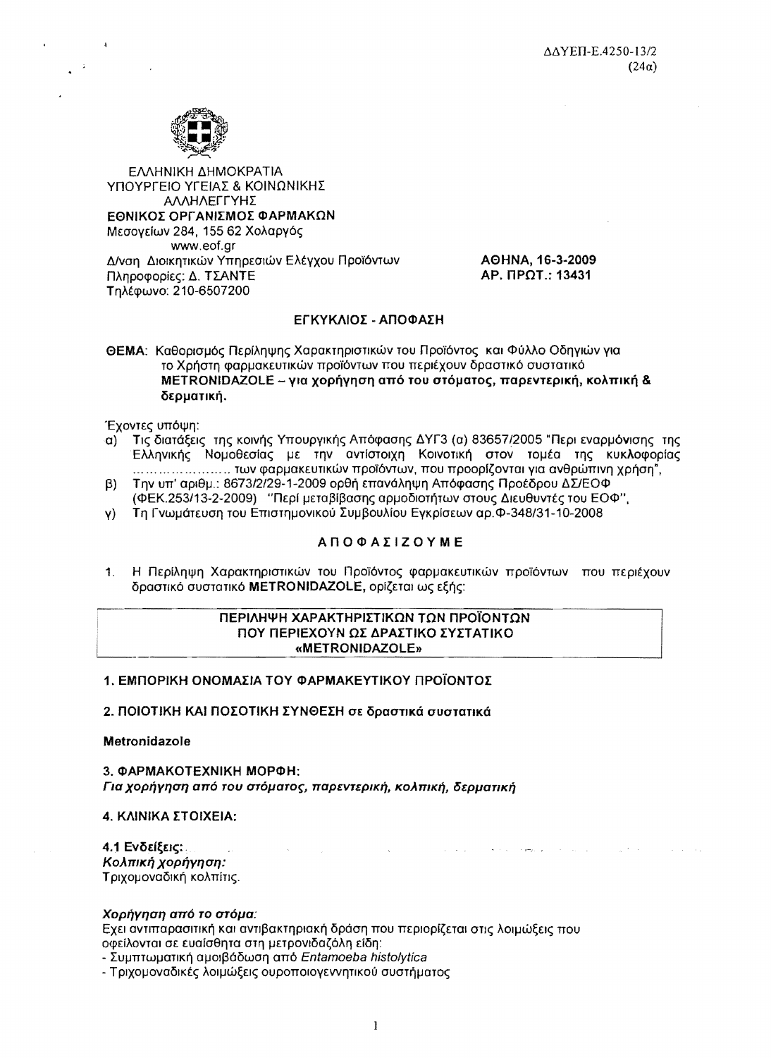ΔΑΥΕΠ-Ε.4250-13/2
(24α)

ΕΛΛΗΝΙΚΗ ΔΗΜΟΚΡΑΤΙΑ
ΥΠΟΥΡΓΕΙΟ ΥΓΕΙΑΣ & ΚΟΙΝΩΝΙΚΗΣ ΑΛΛΗΛΕΓΓΥΗΣ
**ΕΘΝΙΚΟΣ ΟΡΓΑΝΙΣΜΟΣ ΦΑΡΜΑΚΩΝ**
Μεσογείων 284, 155 62 Χολαργός
www.eof.gr
Δ/νση Διοικητικών Υπηρεσιών Ελέγχου Προϊόντων
Πληροφορίες: Δ. ΤΣΑΝΤΕ
Τηλέφωνο: 210-6507200

**ΑΘΗΝΑ, 16-3-2009**
**ΑΡ. ΠΡΩΤ.: 13431**

## ΕΓΚΥΚΛΙΟΣ - ΑΠΟΦΑΣΗ

ΘΕΜΑ: Καθορισμός Περίληψης Χαρακτηριστικών του Προϊόντος και Φύλλο Οδηγιών για το Χρήστη φαρμακευτικών προϊόντων που περιέχουν δραστικό συστατικό **METRONIDAZOLE – για χορήγηση από του στόματος, παρεντερική, κολπική & δερματική.**

Έχοντες υπόψη:

α) Τις διατάξεις της κοινής Υπουργικής Απόφασης ΔΥΓ3 (α) 83657/2005 "Περι εναρμόνισης της Ελληνικής Νομοθεσίας με την αντίστοιχη Κοινοτική στον τομέα της κυκλοφορίας ………………… των φαρμακευτικών προϊόντων, που προορίζονται για ανθρώπινη χρήση",

β) Την υπ' αριθμ.: 8673/2/29-1-2009 ορθή επανάληψη Απόφασης Προέδρου ΔΣ/ΕΟΦ (ΦΕΚ.253/13-2-2009) "Περί μεταβίβασης αρμοδιοτήτων στους Διευθυντές του ΕΟΦ",

γ) Τη Γνωμάτευση του Επιστημονικού Συμβουλίου Εγκρίσεων αρ.Φ-348/31-10-2008

## ΑΠΟΦΑΣΙΖΟΥΜΕ

1. Η Περίληψη Χαρακτηριστικών του Προϊόντος φαρμακευτικών προϊόντων που περιέχουν δραστικό συστατικό **METRONIDAZOLE**, ορίζεται ως εξής:

**ΠΕΡΙΛΗΨΗ ΧΑΡΑΚΤΗΡΙΣΤΙΚΩΝ ΤΩΝ ΠΡΟΪΟΝΤΩΝ ΠΟΥ ΠΕΡΙΕΧΟΥΝ ΩΣ ΔΡΑΣΤΙΚΟ ΣΥΣΤΑΤΙΚΟ «METRONIDAZOLE»**

### 1. ΕΜΠΟΡΙΚΗ ΟΝΟΜΑΣΙΑ ΤΟΥ ΦΑΡΜΑΚΕΥΤΙΚΟΥ ΠΡΟΪΟΝΤΟΣ

### 2. ΠΟΙΟΤΙΚΗ ΚΑΙ ΠΟΣΟΤΙΚΗ ΣΥΝΘΕΣΗ σε *δραστικά συστατικά*

**Metronidazole**

### 3. ΦΑΡΜΑΚΟΤΕΧΝΙΚΗ ΜΟΡΦΗ:

***Για χορήγηση από του στόματος, παρεντερική, κολπική, δερματική***

### 4. ΚΛΙΝΙΚΑ ΣΤΟΙΧΕΙΑ:

**4.1 Ενδείξεις:**

***Κολπική χορήγηση:***
Τριχομοναδική κολπίτις.

***Χορήγηση από το στόμα:***
Εχει αντιπαρασιτική και αντιβακτηριακή δράση που περιορίζεται στις λοιμώξεις που οφείλονται σε ευαίσθητα στη μετρονιδαζόλη είδη:

- Συμπτωματική αμοιβάδωση από *Entamoeba histolytica*
- Τριχομοναδικές λοιμώξεις ουροποιογεννητικού συστήματος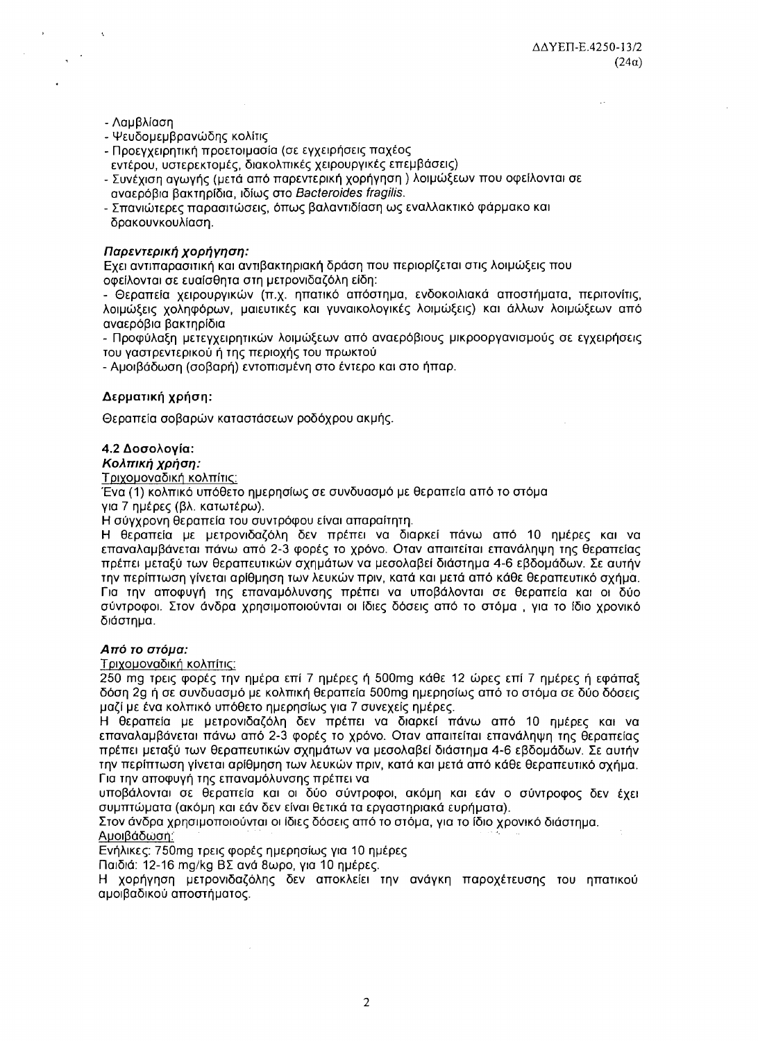- Λαμβλίαση
- Ψευδομεμβρανώδης κολίτις
- Προεγχειρητική προετοιμασία (σε εγχειρήσεις παχέος εντέρου, υστερεκτομές, διακολπικές χειρουργικές επεμβάσεις)
- Συνέχιση αγωγής (μετά από παρεντερική χορήγηση ) λοιμώξεων που οφείλονται σε αναερόβια βακτηρίδια, ιδίως στο *Bacteroides fragilis*.
- Σπανιώτερες παρασιτώσεις, όπως βαλαντιδίαση ως εναλλακτικό φάρμακο και δρακουνκουλίαση.

***Παρεντερική χορήγηση:***

Εχει αντιπαρασιτική και αντιβακτηριακή δράση που περιορίζεται στις λοιμώξεις που οφείλονται σε ευαίσθητα στη μετρονιδαζόλη είδη:

- Θεραπεία χειρουργικών (π.χ. ηπατικό απόστημα, ενδοκοιλιακά αποστήματα, περιτονίτις, λοιμώξεις χοληφόρων, μαιευτικές και γυναικολογικές λοιμώξεις) και άλλων λοιμώξεων από αναερόβια βακτηρίδια
- Προφύλαξη μετεγχειρητικών λοιμώξεων από αναερόβιους μικροοργανισμούς σε εγχειρήσεις του γαστρεντερικού ή της περιοχής του πρωκτού
- Αμοιβάδωση (σοβαρή) εντοπισμένη στο έντερο και στο ήπαρ.

***Δερματική χρήση:***

Θεραπεία σοβαρών καταστάσεων ροδόχρου ακμής.

**4.2 Δοσολογία:**

***Κολπική χρήση:***

<u>Τριχομοναδική κολπίτις:</u>

Ένα (1) κολπικό υπόθετο ημερησίως σε συνδυασμό με θεραπεία από το στόμα για 7 ημέρες (βλ. κατωτέρω).

Η σύγχρονη θεραπεία του συντρόφου είναι απαραίτητη.

Η θεραπεία με μετρονιδαζόλη δεν πρέπει να διαρκεί πάνω από 10 ημέρες και να επαναλαμβάνεται πάνω από 2-3 φορές το χρόνο. Οταν απαιτείται επανάληψη της θεραπείας πρέπει μεταξύ των θεραπευτικών σχημάτων να μεσολαβεί διάστημα 4-6 εβδομάδων. Σε αυτήν την περίπτωση γίνεται αρίθμηση των λευκών πριν, κατά και μετά από κάθε θεραπευτικό σχήμα. Για την αποφυγή της επαναμόλυνσης πρέπει να υποβάλονται σε θεραπεία και οι δύο σύντροφοι. Στον άνδρα χρησιμοποιούνται οι ίδιες δόσεις από το στόμα , για το ίδιο χρονικό διάστημα.

***Από το στόμα:***

<u>Τριχομοναδική κολπίτις:</u>

250 mg τρεις φορές την ημέρα επί 7 ημέρες ή 500mg κάθε 12 ώρες επί 7 ημέρες ή εφάπαξ δόση 2g ή σε συνδυασμό με κολπική θεραπεία 500mg ημερησίως από το στόμα σε δύο δόσεις μαζί με ένα κολπικό υπόθετο ημερησίως για 7 συνεχείς ημέρες.

Η θεραπεία με μετρονιδαζόλη δεν πρέπει να διαρκεί πάνω από 10 ημέρες και να επαναλαμβάνεται πάνω από 2-3 φορές το χρόνο. Οταν απαιτείται επανάληψη της θεραπείας πρέπει μεταξύ των θεραπευτικών σχημάτων να μεσολαβεί διάστημα 4-6 εβδομάδων. Σε αυτήν την περίπτωση γίνεται αρίθμηση των λευκών πριν, κατά και μετά από κάθε θεραπευτικό σχήμα. Για την αποφυγή της επαναμόλυνσης πρέπει να υποβάλονται σε θεραπεία και οι δύο σύντροφοι, ακόμη και εάν ο σύντροφος δεν έχει συμπτώματα (ακόμη και εάν δεν είναι θετικά τα εργαστηριακά ευρήματα).

Στον άνδρα χρησιμοποιούνται οι ίδιες δόσεις από το στόμα, για το ίδιο χρονικό διάστημα.

<u>Αμοιβάδωση:</u>

Ενήλικες: 750mg τρεις φορές ημερησίως για 10 ημέρες

Παιδιά: 12-16 mg/kg ΒΣ ανά 8ωρο, για 10 ημέρες.

Η χορήγηση μετρονιδαζόλης δεν αποκλείει την ανάγκη παροχέτευσης του ηπατικού αμοιβαδικού αποστήματος.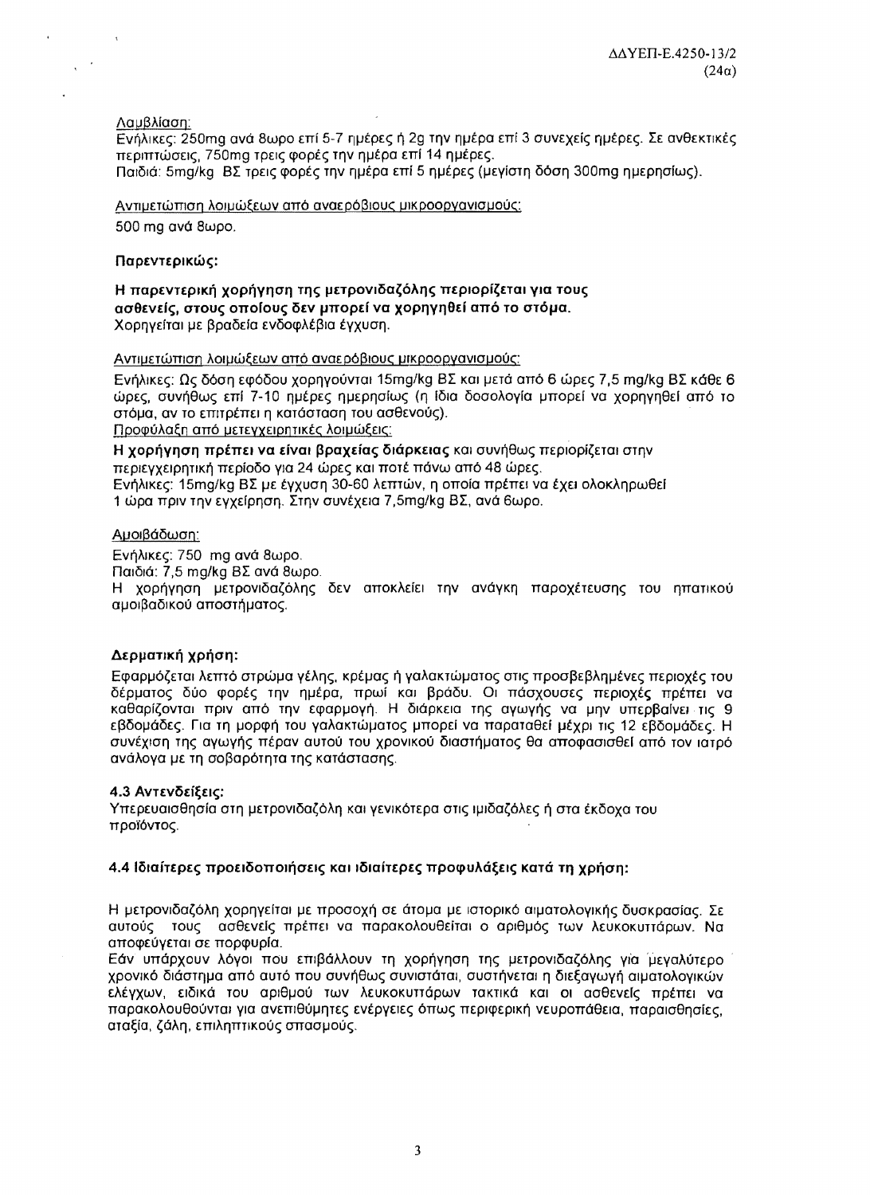Λαμβλίαση:

Ενήλικες: 250mg ανά 8ωρο επί 5-7 ημέρες ή 2g την ημέρα επί 3 συνεχείς ημέρες. Σε ανθεκτικές περιπτώσεις, 750mg τρεις φορές την ημέρα επί 14 ημέρες.
Παιδιά: 5mg/kg ΒΣ τρεις φορές την ημέρα επί 5 ημέρες (μεγίστη δόση 300mg ημερησίως).

Αντιμετώπιση λοιμώξεων από αναερόβιους μικροοργανισμούς:

500 mg ανά 8ωρο.

**Παρεντερικώς:**

**Η παρεντερική χορήγηση της μετρονιδαζόλης περιορίζεται για τους ασθενείς, στους οποίους δεν μπορεί να χορηγηθεί από το στόμα.**
Χορηγείται με βραδεία ενδοφλέβια έγχυση.

Αντιμετώπιση λοιμώξεων από αναερόβιους μικροοργανισμούς:

Ενήλικες: Ως δόση εφόδου χορηγούνται 15mg/kg ΒΣ και μετά από 6 ώρες 7,5 mg/kg ΒΣ κάθε 6 ώρες, συνήθως επί 7-10 ημέρες ημερησίως (η ίδια δοσολογία μπορεί να χορηγηθεί από το στόμα, αν το επιτρέπει η κατάσταση του ασθενούς).

Προφύλαξη από μετεγχειρητικές λοιμώξεις:

**Η χορήγηση πρέπει να είναι βραχείας διάρκειας** και συνήθως περιορίζεται στην περιεγχειρητική περίοδο για 24 ώρες και ποτέ πάνω από 48 ώρες.
Ενήλικες: 15mg/kg ΒΣ με έγχυση 30-60 λεπτών, η οποία πρέπει να έχει ολοκληρωθεί 1 ώρα πριν την εγχείρηση. Στην συνέχεια 7,5mg/kg ΒΣ, ανά 6ωρο.

Αμοιβάδωση:

Ενήλικες: 750 mg ανά 8ωρο.
Παιδιά: 7,5 mg/kg ΒΣ ανά 8ωρο.
Η χορήγηση μετρονιδαζόλης δεν αποκλείει την ανάγκη παροχέτευσης του ηπατικού αμοιβαδικού αποστήματος.

**Δερματική χρήση:**

Εφαρμόζεται λεπτό στρώμα γέλης, κρέμας ή γαλακτώματος στις προσβεβλημένες περιοχές του δέρματος δύο φορές την ημέρα, πρωί και βράδυ. Οι πάσχουσες περιοχές πρέπει να καθαρίζονται πριν από την εφαρμογή. Η διάρκεια της αγωγής να μην υπερβαίνει τις 9 εβδομάδες. Για τη μορφή του γαλακτώματος μπορεί να παραταθεί μέχρι τις 12 εβδομάδες. Η συνέχιση της αγωγής πέραν αυτού του χρονικού διαστήματος θα αποφασισθεί από τον ιατρό ανάλογα με τη σοβαρότητα της κατάστασης.

**4.3 Αντενδείξεις:**

Υπερευαισθησία στη μετρονιδαζόλη και γενικότερα στις ιμιδαζόλες ή στα έκδοχα του προϊόντος.

**4.4 Ιδιαίτερες προειδοποιήσεις και ιδιαίτερες προφυλάξεις κατά τη χρήση:**

Η μετρονιδαζόλη χορηγείται με προσοχή σε άτομα με ιστορικό αιματολογικής δυσκρασίας. Σε αυτούς τους ασθενείς πρέπει να παρακολουθείται ο αριθμός των λευκοκυττάρων. Να αποφεύγεται σε πορφυρία.
Εάν υπάρχουν λόγοι που επιβάλλουν τη χορήγηση της μετρονιδαζόλης για μεγαλύτερο χρονικό διάστημα από αυτό που συνήθως συνιστάται, συστήνεται η διεξαγωγή αιματολογικών ελέγχων, ειδικά του αριθμού των λευκοκυττάρων τακτικά και οι ασθενείς πρέπει να παρακολουθούνται για ανεπιθύμητες ενέργειες όπως περιφερική νευροπάθεια, παραισθησίες, αταξία, ζάλη, επιληπτικούς σπασμούς.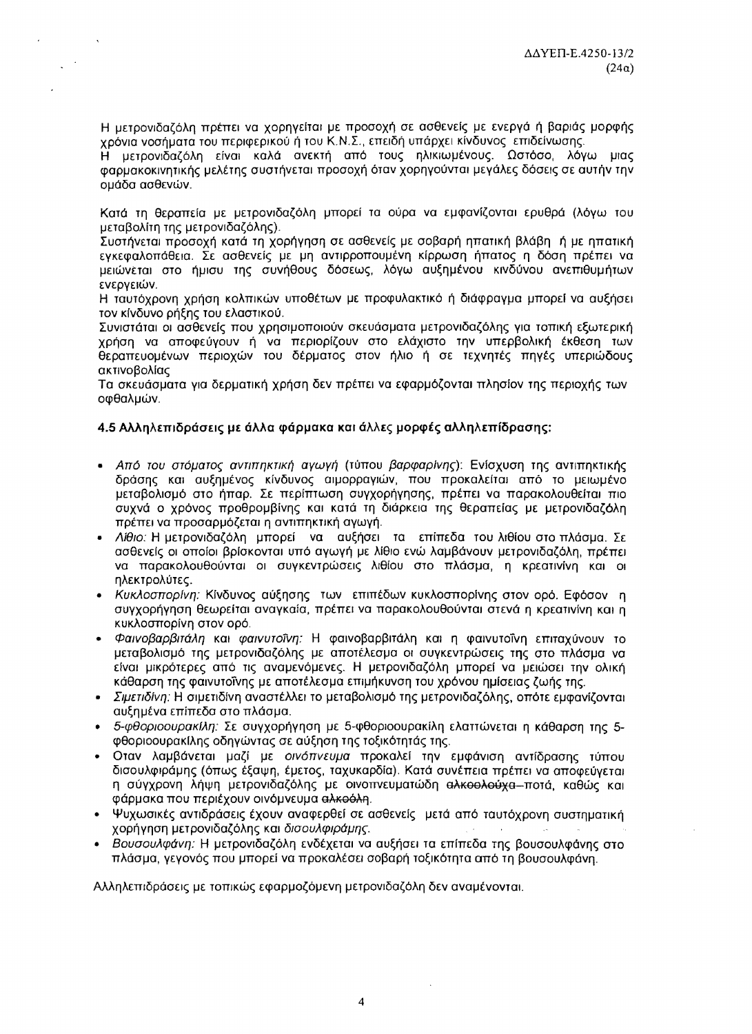Η μετρονιδαζόλη πρέπει να χορηγείται με προσοχή σε ασθενείς με ενεργά ή βαριάς μορφής χρόνια νοσήματα του περιφερικού ή του Κ.Ν.Σ., επειδή υπάρχει κίνδυνος επιδείνωσης.
Η μετρονιδαζόλη είναι καλά ανεκτή από τους ηλικιωμένους. Ωστόσο, λόγω μιας φαρμακοκινητικής μελέτης συστήνεται προσοχή όταν χορηγούνται μεγάλες δόσεις σε αυτήν την ομάδα ασθενών.

Κατά τη θεραπεία με μετρονιδαζόλη μπορεί τα ούρα να εμφανίζονται ερυθρά (λόγω του μεταβολίτη της μετρονιδαζόλης).
Συστήνεται προσοχή κατά τη χορήγηση σε ασθενείς με σοβαρή ηπατική βλάβη ή με ηπατική εγκεφαλοπάθεια. Σε ασθενείς με μη αντιρροπουμένη κίρρωση ήπατος η δόση πρέπει να μειώνεται στο ήμισυ της συνήθους δόσεως, λόγω αυξημένου κινδύνου ανεπιθυμήτων ενεργειών.
Η ταυτόχρονη χρήση κολπικών υποθέτων με προφυλακτικό ή διάφραγμα μπορεί να αυξήσει τον κίνδυνο ρήξης του ελαστικού.
Συνιστάται οι ασθενείς που χρησιμοποιούν σκευάσματα μετρονιδαζόλης για τοπική εξωτερική χρήση να αποφεύγουν ή να περιορίζουν στο ελάχιστο την υπερβολική έκθεση των θεραπευομένων περιοχών του δέρματος στον ήλιο ή σε τεχνητές πηγές υπεριώδους ακτινοβολίας
Τα σκευάσματα για δερματική χρήση δεν πρέπει να εφαρμόζονται πλησίον της περιοχής των οφθαλμών.

### 4.5 Αλληλεπιδράσεις με άλλα φάρμακα και άλλες μορφές αλληλεπίδρασης:

- *Από του στόματος αντιπηκτική αγωγή* (τύπου *βαρφαρίνης*): Ενίσχυση της αντιπηκτικής δράσης και αυξημένος κίνδυνος αιμορραγιών, που προκαλείται από το μειωμένο μεταβολισμό στο ήπαρ. Σε περίπτωση συγχορήγησης, πρέπει να παρακολουθείται πιο συχνά ο χρόνος προθρομβίνης και κατά τη διάρκεια της θεραπείας με μετρονιδαζόλη πρέπει να προσαρμόζεται η αντιπηκτική αγωγή.
- *Λίθιο:* Η μετρονιδαζόλη μπορεί να αυξήσει τα επίπεδα του λιθίου στο πλάσμα. Σε ασθενείς οι οποίοι βρίσκονται υπό αγωγή με λίθιο ενώ λαμβάνουν μετρονιδαζόλη, πρέπει να παρακολουθούνται οι συγκεντρώσεις λιθίου στο πλάσμα, η κρεατινίνη και οι ηλεκτρολύτες.
- *Κυκλοσπορίνη:* Κίνδυνος αύξησης των επιπέδων κυκλοσπορίνης στον ορό. Εφόσον η συγχορήγηση θεωρείται αναγκαία, πρέπει να παρακολουθούνται στενά η κρεατινίνη και η κυκλοσπορίνη στον ορό.
- *Φαινοβαρβιτάλη* και *φαινυτοΐνη:* Η φαινοβαρβιτάλη και η φαινυτοΐνη επιταχύνουν το μεταβολισμό της μετρονιδαζόλης με αποτέλεσμα οι συγκεντρώσεις της στο πλάσμα να είναι μικρότερες από τις αναμενόμενες. Η μετρονιδαζόλη μπορεί να μειώσει την ολική κάθαρση της φαινυτοΐνης με αποτέλεσμα επιμήκυνση του χρόνου ημίσειας ζωής της.
- *Σιμετιδίνη:* Η σιμετιδίνη αναστέλλει το μεταβολισμό της μετρονιδαζόλης, οπότε εμφανίζονται αυξημένα επίπεδα στο πλάσμα.
- *5-φθοριοουρακίλη:* Σε συγχορήγηση με 5-φθοριοουρακίλη ελαττώνεται η κάθαρση της 5-φθοριοουρακίλης οδηγώντας σε αύξηση της τοξικότητάς της.
- Οταν λαμβάνεται μαζί με *οινόπνευμα* προκαλεί την εμφάνιση αντίδρασης τύπου δισουλφιράμης (όπως έξαψη, έμετος, ταχυκαρδία). Κατά συνέπεια πρέπει να αποφεύγεται η σύγχρονη λήψη μετρονιδαζόλης με οινοπνευματώδη ~~αλκοολούχα~~ ποτά, καθώς και φάρμακα που περιέχουν οινόπνευμα ~~αλκοόλη~~.
- Ψυχωσικές αντιδράσεις έχουν αναφερθεί σε ασθενείς μετά από ταυτόχρονη συστηματική χορήγηση μετρονιδαζόλης και *δισουλφιράμης*.
- *Βουσουλφάνη:* Η μετρονιδαζόλη ενδέχεται να αυξήσει τα επίπεδα της βουσουλφάνης στο πλάσμα, γεγονός που μπορεί να προκαλέσει σοβαρή τοξικότητα από τη βουσουλφάνη.

Αλληλεπιδράσεις με τοπικώς εφαρμοζόμενη μετρονιδαζόλη δεν αναμένονται.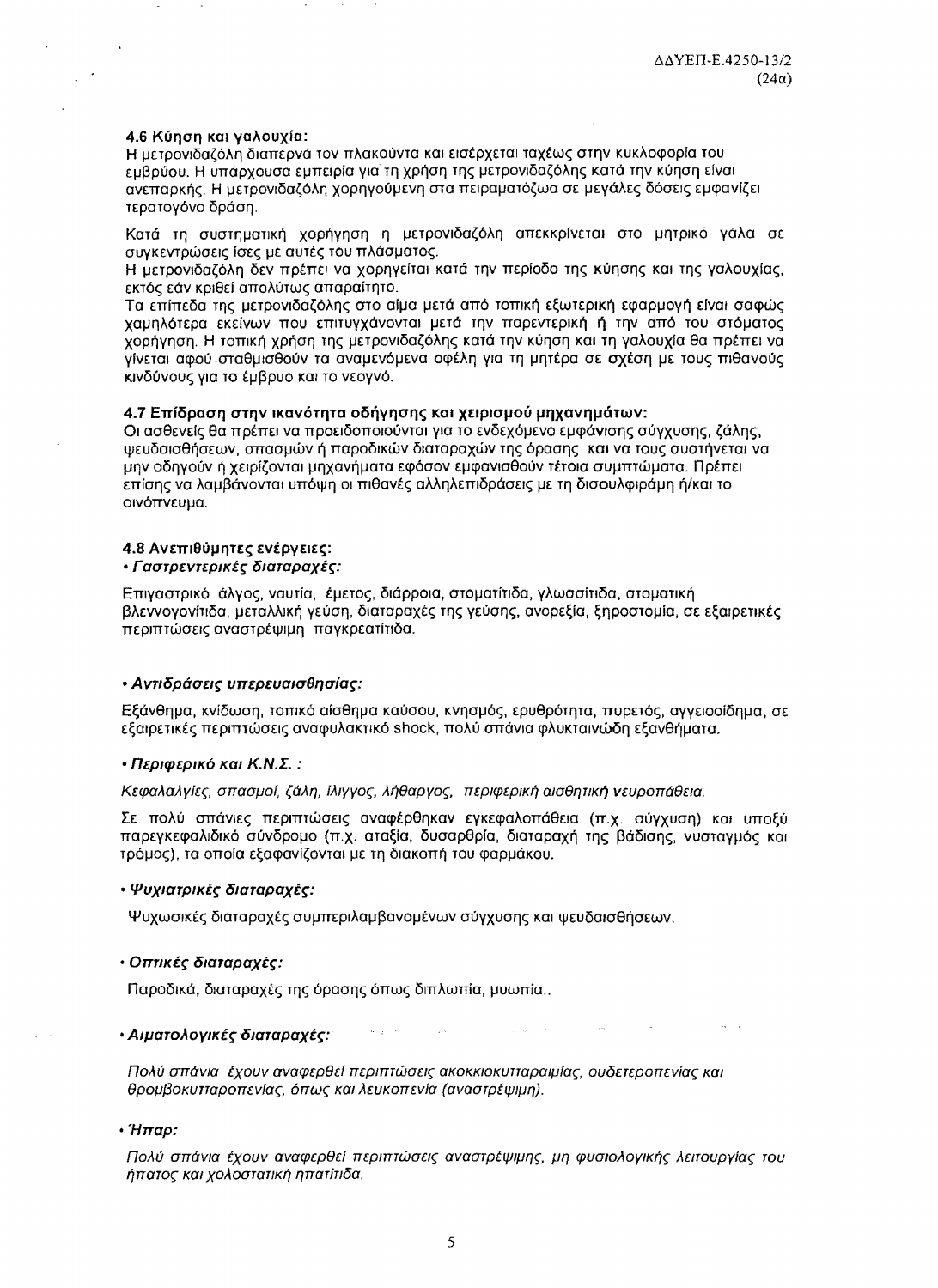#### 4.6 Κύηση και γαλουχία:

Η μετρονιδαζόλη διαπερνά τον πλακούντα και εισέρχεται ταχέως στην κυκλοφορία του εμβρύου. Η υπάρχουσα εμπειρία για τη χρήση της μετρονιδαζόλης κατά την κύηση είναι ανεπαρκής. Η μετρονιδαζόλη χορηγούμενη στα πειραματόζωα σε μεγάλες δόσεις εμφανίζει τερατογόνο δράση.

Κατά τη συστηματική χορήγηση η μετρονιδαζόλη απεκκρίνεται στο μητρικό γάλα σε συγκεντρώσεις ίσες με αυτές του πλάσματος.

Η μετρονιδαζόλη δεν πρέπει να χορηγείται κατά την περίοδο της κύησης και της γαλουχίας, εκτός εάν κριθεί απολύτως απαραίτητο.

Τα επίπεδα της μετρονιδαζόλης στο αίμα μετά από τοπική εξωτερική εφαρμογή είναι σαφώς χαμηλότερα εκείνων που επιτυγχάνονται μετά την παρεντερική ή την από του στόματος χορήγηση. Η τοπική χρήση της μετρονιδαζόλης κατά την κύηση και τη γαλουχία θα πρέπει να γίνεται αφού σταθμισθούν τα αναμενόμενα οφέλη για τη μητέρα σε σχέση με τους πιθανούς κινδύνους για το έμβρυο και το νεογνό.

#### 4.7 Επίδραση στην ικανότητα οδήγησης και χειρισμού μηχανημάτων:

Οι ασθενείς θα πρέπει να προειδοποιούνται για το ενδεχόμενο εμφάνισης σύγχυσης, ζάλης, ψευδαισθήσεων, σπασμών ή παροδικών διαταραχών της όρασης και να τους συστήνεται να μην οδηγούν ή χειρίζονται μηχανήματα εφόσον εμφανισθούν τέτοια συμπτώματα. Πρέπει επίσης να λαμβάνονται υπόψη οι πιθανές αλληλεπιδράσεις με τη δισουλφιράμη ή/και το οινόπνευμα.

#### 4.8 Ανεπιθύμητες ενέργειες:

• ***Γαστρεντερικές διαταραχές:***

Επιγαστρικό άλγος, ναυτία, έμετος, διάρροια, στοματίτιδα, γλωσσίτιδα, στοματική βλεννογονίτιδα, μεταλλική γεύση, διαταραχές της γεύσης, ανορεξία, ξηροστομία, σε εξαιρετικές περιπτώσεις αναστρέψιμη παγκρεατίτιδα.

• ***Αντιδράσεις υπερευαισθησίας:***

Εξάνθημα, κνίδωση, τοπικό αίσθημα καύσου, κνησμός, ερυθρότητα, πυρετός, αγγειοοίδημα, σε εξαιρετικές περιπτώσεις αναφυλακτικό shock, πολύ σπάνια φλυκταινώδη εξανθήματα.

• ***Περιφερικό και Κ.Ν.Σ. :***

*Κεφαλαλγίες, σπασμοί, ζάλη, ίλιγγος, λήθαργος, περιφερική αισθητική νευροπάθεια.*

Σε πολύ σπάνιες περιπτώσεις αναφέρθηκαν εγκεφαλοπάθεια (π.χ. σύγχυση) και υποξύ παρεγκεφαλιδικό σύνδρομο (π.χ. αταξία, δυσαρθρία, διαταραχή της βάδισης, νυσταγμός και τρόμος), τα οποία εξαφανίζονται με τη διακοπή του φαρμάκου.

• ***Ψυχιατρικές διαταραχές:***

Ψυχωσικές διαταραχές συμπεριλαμβανομένων σύγχυσης και ψευδαισθήσεων.

• ***Οπτικές διαταραχές:***

Παροδικά, διαταραχές της όρασης όπως διπλωπία, μυωπία..

• ***Αιματολογικές διαταραχές:***

*Πολύ σπάνια έχουν αναφερθεί περιπτώσεις ακοκκιοκυτταραιμίας, ουδετεροπενίας και θρομβοκυτταροπενίας, όπως και λευκοπενία (αναστρέψιμη).*

• ***Ήπαρ:***

*Πολύ σπάνια έχουν αναφερθεί περιπτώσεις αναστρέψιμης, μη φυσιολογικής λειτουργίας του ήπατος και χολοστατική ηπατίτιδα.*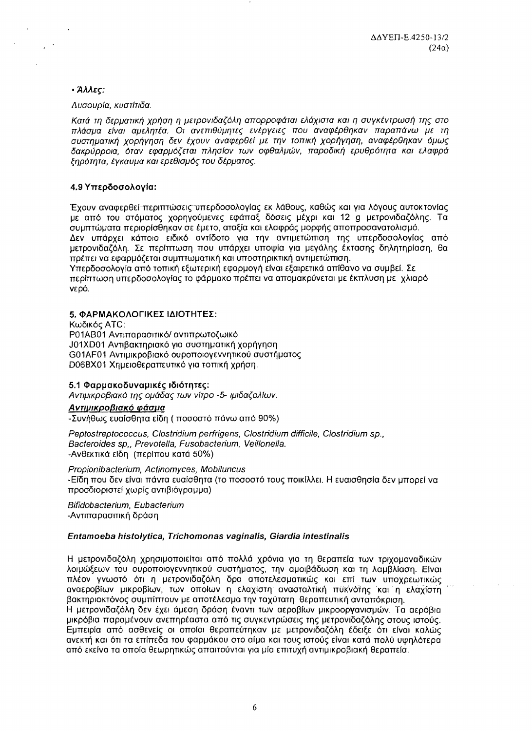• *Άλλες:*

*Δυσουρία, κυστίτιδα.*

*Κατά τη δερματική χρήση η μετρονιδαζόλη απορροφάται ελάχιστα και η συγκέντρωσή της στο πλάσμα είναι αμελητέα. Οι ανεπιθύμητες ενέργειες που αναφέρθηκαν παραπάνω με τη συστηματική χορήγηση δεν έχουν αναφερθεί με την τοπική χορήγηση, αναφέρθηκαν όμως δακρύρροια, όταν εφαρμόζεται πλησίον των οφθαλμών, παροδική ερυθρότητα και ελαφρά ξηρότητα, έγκαυμα και ερεθισμός του δέρματος.*

**4.9 Υπερδοσολογία:**

Έχουν αναφερθεί περιπτώσεις υπερδοσολογίας εκ λάθους, καθώς και για λόγους αυτοκτονίας με από του στόματος χορηγούμενες εφάπαξ δόσεις μέχρι και 12 g μετρονιδαζόλης. Τα συμπτώματα περιορίσθηκαν σε έμετο, αταξία και ελαφράς μορφής αποπροσανατολισμό.
Δεν υπάρχει κάποιο ειδικό αντίδοτο για την αντιμετώπιση της υπερδοσολογίας από μετρονιδαζόλη. Σε περίπτωση που υπάρχει υποψία για μεγάλης έκτασης δηλητηρίαση, θα πρέπει να εφαρμόζεται συμπτωματική και υποστηρικτική αντιμετώπιση.
Υπερδοσολογία από τοπική εξωτερική εφαρμογή είναι εξαιρετικά απίθανο να συμβεί. Σε περίπτωση υπερδοσολογίας το φάρμακο πρέπει να απομακρύνεται με έκπλυση με χλιαρό νερό.

**5. ΦΑΡΜΑΚΟΛΟΓΙΚΕΣ ΙΔΙΟΤΗΤΕΣ:**

Κωδικός ATC:
P01AB01 Αντιπαρασιτικό/ αντιπρωτοζωικό
J01XD01 Αντιβακτηριακό για συστηματική χορήγηση
G01AF01 Αντιμικροβιακό ουροποιογεννητικού συστήματος
D06BX01 Χημειοθεραπευτικό για τοπική χρήση.

**5.1 Φαρμακοδυναμικές ιδιότητες:**

*Αντιμικροβιακό της ομάδας των νίτρο -5- ιμιδαζολίων.*

***Αντιμικροβιακό φάσμα***

-Συνήθως ευαίσθητα είδη ( ποσοστό πάνω από 90%)

*Peptostreptococcus, Clostridium perfrigens, Clostridium difficile, Clostridium sp., Bacteroides sp,, Prevotella, Fusobacterium, Veillonella.*

-Ανθεκτικά είδη (περίπου κατά 50%)

*Propionibacterium, Actinomyces, Mobiluncus*

-Είδη που δεν είναι πάντα ευαίσθητα (το ποσοστό τους ποικίλλει. Η ευαισθησία δεν μπορεί να προσδιοριστεί χωρίς αντιβιόγραμμα)

*Bifidobacterium, Eubacterium*

-Αντιπαρασιτική δράση

***Entamoeba histolytica, Trichomonas vaginalis, Giardia intestinalis***

Η μετρονιδαζόλη χρησιμοποιείται από πολλά χρόνια για τη θεραπεία των τριχομοναδικών λοιμώξεων του ουροποιογεννητικού συστήματος, την αμοιβάδωση και τη λαμβλίαση. Είναι πλέον γνωστό ότι η μετρονιδαζόλη δρα αποτελεσματικώς και επί των υποχρεωτικώς αναεροβίων μικροβίων, των οποίων η ελαχίστη ανασταλτική πυκνότης και η ελαχίστη βακτηριοκτόνος συμπίπτουν με αποτέλεσμα την ταχύτατη θεραπευτική ανταπόκριση.
Η μετρονιδαζόλη δεν έχει άμεση δράση έναντι των αεροβίων μικροοργανισμών. Τα αερόβια μικρόβια παραμένουν ανεπηρέαστα από τις συγκεντρώσεις της μετρονιδαζόλης στους ιστούς. Εμπειρία από ασθενείς οι οποίοι θεραπεύτηκαν με μετρονιδαζόλη έδειξε ότι είναι καλώς ανεκτή και ότι τα επίπεδα του φαρμάκου στο αίμα και τους ιστούς είναι κατά πολύ υψηλότερα από εκείνα τα οποία θεωρητικώς απαιτούνται για μία επιτυχή αντιμικροβιακή θεραπεία.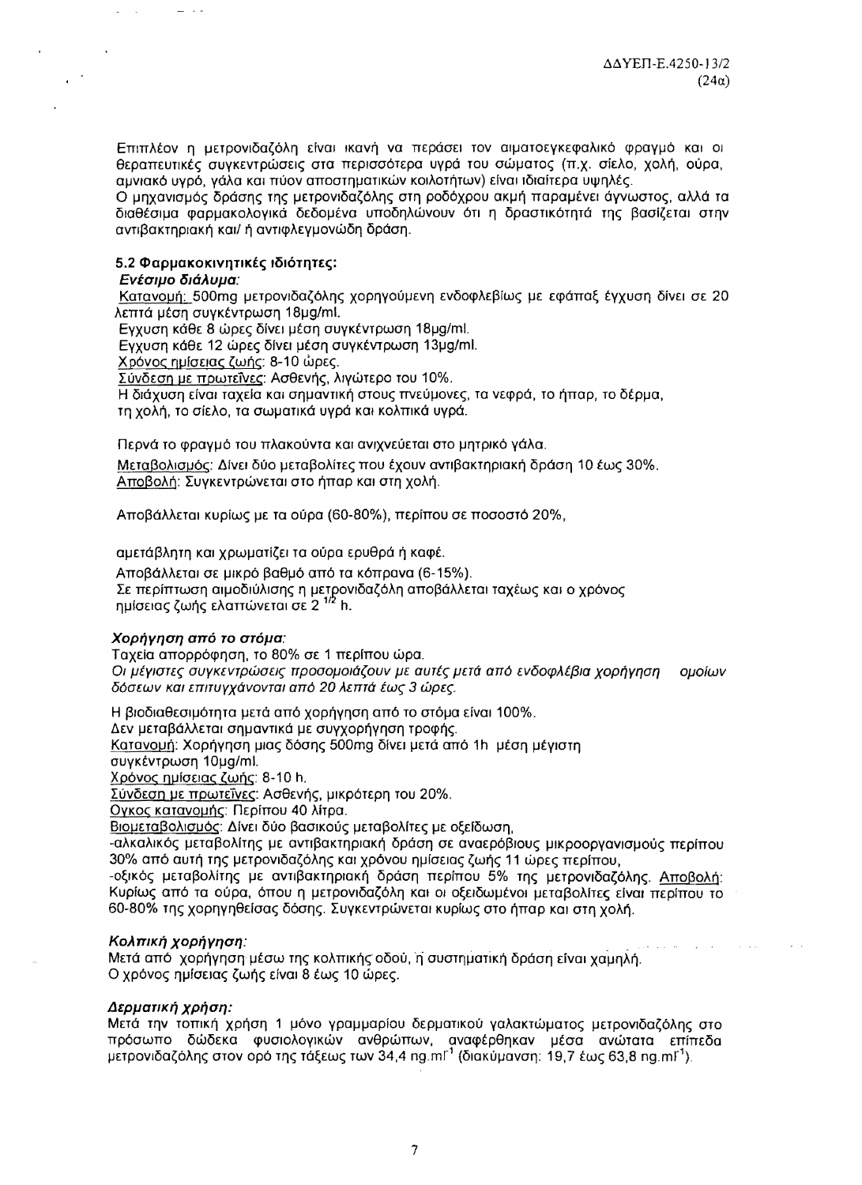Επιπλέον η μετρονιδαζόλη είναι ικανή να περάσει τον αιματοεγκεφαλικό φραγμό και οι θεραπευτικές συγκεντρώσεις στα περισσότερα υγρά του σώματος (π.χ. σίελο, χολή, ούρα, αμνιακό υγρό, γάλα και πύον αποστηματικών κοιλοτήτων) είναι ιδιαίτερα υψηλές.
Ο μηχανισμός δράσης της μετρονιδαζόλης στη ροδόχρου ακμή παραμένει άγνωστος, αλλά τα διαθέσιμα φαρμακολογικά δεδομένα υποδηλώνουν ότι η δραστικότητά της βασίζεται στην αντιβακτηριακή και/ ή αντιφλεγμονώδη δράση.

### 5.2 Φαρμακοκινητικές ιδιότητες:

***Ενέσιμο διάλυμα:***

Κατανομή: 500mg μετρονιδαζόλης χορηγούμενη ενδοφλεβίως με εφάπαξ έγχυση δίνει σε 20 λεπτά μέση συγκέντρωση 18μg/ml.
Εγχυση κάθε 8 ώρες δίνει μέση συγκέντρωση 18μg/ml.
Εγχυση κάθε 12 ώρες δίνει μέση συγκέντρωση 13μg/ml.
Χρόνος ημίσειας ζωής: 8-10 ώρες.
Σύνδεση με πρωτεΐνες: Ασθενής, λιγώτερο του 10%.
Η διάχυση είναι ταχεία και σημαντική στους πνεύμονες, τα νεφρά, το ήπαρ, το δέρμα, τη χολή, το σίελο, τα σωματικά υγρά και κολπικά υγρά.

Περνά το φραγμό του πλακούντα και ανιχνεύεται στο μητρικό γάλα.

Μεταβολισμός: Δίνει δύο μεταβολίτες που έχουν αντιβακτηριακή δράση 10 έως 30%.
Αποβολή: Συγκεντρώνεται στο ήπαρ και στη χολή.

Αποβάλλεται κυρίως με τα ούρα (60-80%), περίπου σε ποσοστό 20%,

αμετάβλητη και χρωματίζει τα ούρα ερυθρά ή καφέ.

Αποβάλλεται σε μικρό βαθμό από τα κόπρανα (6-15%).
Σε περίπτωση αιμοδιύλισης η μετρονιδαζόλη αποβάλλεται ταχέως και ο χρόνος ημίσειας ζωής ελαττώνεται σε $2^{1/2}$ h.

***Χορήγηση από το στόμα:***

Ταχεία απορρόφηση, το 80% σε 1 περίπου ώρα.
*Οι μέγιστες συγκεντρώσεις προσομοιάζουν με αυτές μετά από ενδοφλέβια χορήγηση ομοίων δόσεων και επιτυγχάνονται από 20 λεπτά έως 3 ώρες.*

Η βιοδιαθεσιμότητα μετά από χορήγηση από το στόμα είναι 100%.
Δεν μεταβάλλεται σημαντικά με συγχορήγηση τροφής.
Κατανομή: Χορήγηση μιας δόσης 500mg δίνει μετά από 1h μέση μέγιστη συγκέντρωση 10μg/ml.
Χρόνος ημίσειας ζωής: 8-10 h.
Σύνδεση με πρωτεΐνες: Ασθενής, μικρότερη του 20%.
Όγκος κατανομής: Περίπου 40 λίτρα.
Βιομεταβολισμός: Δίνει δύο βασικούς μεταβολίτες με οξείδωση,
-αλκαλικός μεταβολίτης με αντιβακτηριακή δράση σε αναερόβιους μικροοργανισμούς περίπου 30% από αυτή της μετρονιδαζόλης και χρόνου ημίσειας ζωής 11 ώρες περίπου,
-οξικός μεταβολίτης με αντιβακτηριακή δράση περίπου 5% της μετρονιδαζόλης. Αποβολή: Κυρίως από τα ούρα, όπου η μετρονιδαζόλη και οι οξειδωμένοι μεταβολίτες είναι περίπου το 60-80% της χορηγηθείσας δόσης. Συγκεντρώνεται κυρίως στο ήπαρ και στη χολή.

***Κολπική χορήγηση:***

Μετά από χορήγηση μέσω της κολπικής οδού, η συστηματική δράση είναι χαμηλή.
Ο χρόνος ημίσειας ζωής είναι 8 έως 10 ώρες.

***Δερματική χρήση:***

Μετά την τοπική χρήση 1 μόνο γραμμαρίου δερματικού γαλακτώματος μετρονιδαζόλης στο πρόσωπο δώδεκα φυσιολογικών ανθρώπων, αναφέρθηκαν μέσα ανώτατα επίπεδα μετρονιδαζόλης στον ορό της τάξεως των 34,4 $ng.ml^{-1}$ (διακύμανση: 19,7 έως 63,8 $ng.ml^{-1}$).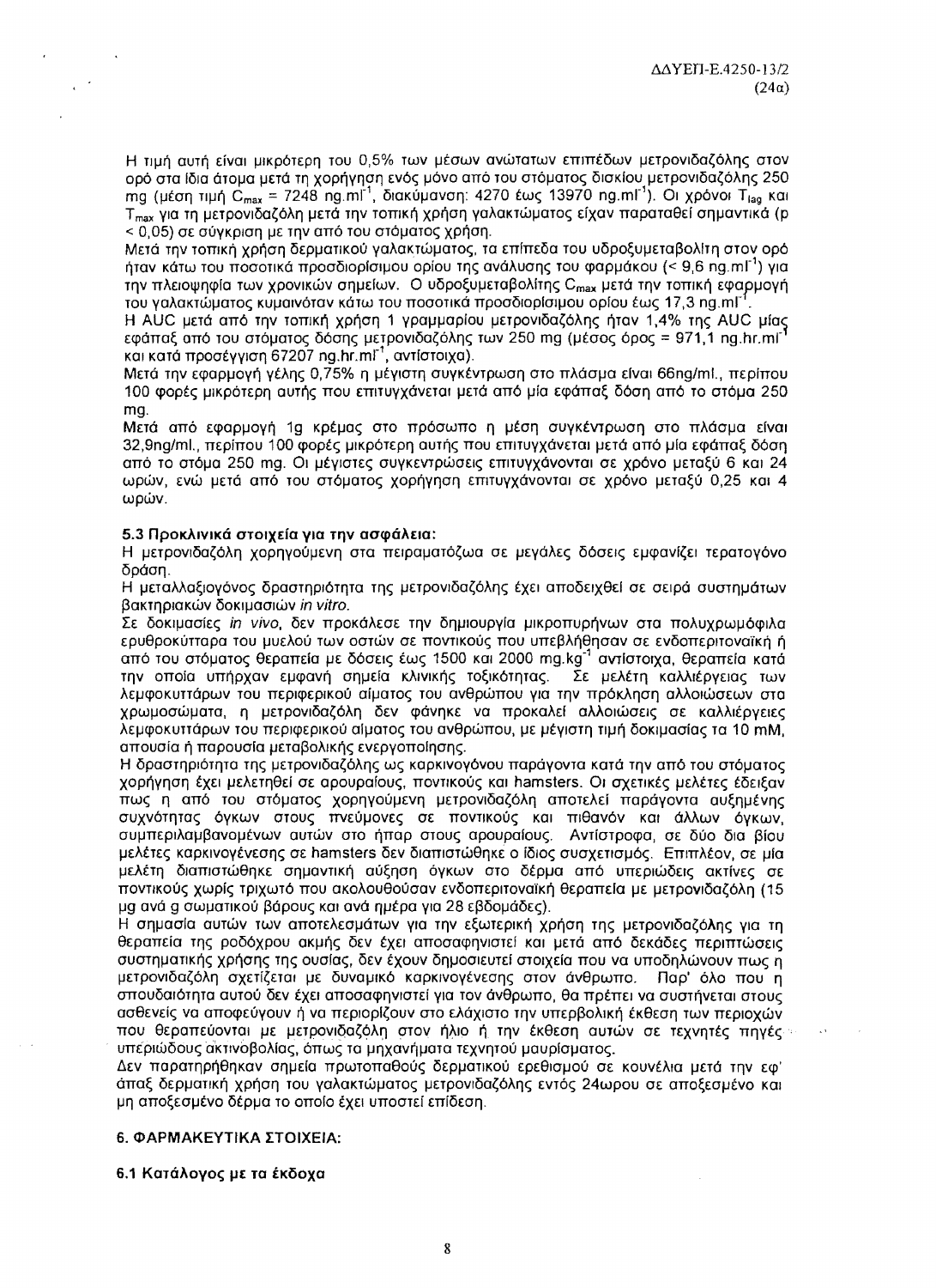Η τιμή αυτή είναι μικρότερη του 0,5% των μέσων ανώτατων επιπέδων μετρονιδαζόλης στον ορό στα ίδια άτομα μετά τη χορήγηση ενός μόνο από του στόματος δισκίου μετρονιδαζόλης 250 mg (μέση τιμή $C_{max}$ = 7248 ng.ml$^{-1}$, διακύμανση: 4270 έως 13970 ng.ml$^{-1}$). Οι χρόνοι $T_{lag}$ και $T_{max}$ για τη μετρονιδαζόλη μετά την τοπική χρήση γαλακτώματος είχαν παραταθεί σημαντικά ($p < 0,05$) σε σύγκριση με την από του στόματος χρήση.

Μετά την τοπική χρήση δερματικού γαλακτώματος, τα επίπεδα του υδροξυμεταβολίτη στον ορό ήταν κάτω του ποσοτικά προσδιορίσιμου ορίου της ανάλυσης του φαρμάκου (< 9,6 ng.ml$^{-1}$) για την πλειοψηφία των χρονικών σημείων. Ο υδροξυμεταβολίτης $C_{max}$ μετά την τοπική εφαρμογή του γαλακτώματος κυμαινόταν κάτω του ποσοτικά προσδιορίσιμου ορίου έως 17,3 ng.ml$^{-1}$.

Η AUC μετά από την τοπική χρήση 1 γραμμαρίου μετρονιδαζόλης ήταν 1,4% της AUC μίας εφάπαξ από του στόματος δόσης μετρονιδαζόλης των 250 mg (μέσος όρος = 971,1 ng.hr.ml$^{-1}$ και κατά προσέγγιση 67207 ng.hr.ml$^{-1}$, αντίστοιχα).

Μετά την εφαρμογή γέλης 0,75% η μέγιστη συγκέντρωση στο πλάσμα είναι 66ng/ml., περίπου 100 φορές μικρότερη αυτής που επιτυγχάνεται μετά από μία εφάπαξ δόση από το στόμα 250 mg.

Μετά από εφαρμογή 1g κρέμας στο πρόσωπο η μέση συγκέντρωση στο πλάσμα είναι 32,9ng/ml., περίπου 100 φορές μικρότερη αυτής που επιτυγχάνεται μετά από μία εφάπαξ δόση από το στόμα 250 mg. Οι μέγιστες συγκεντρώσεις επιτυγχάνονται σε χρόνο μεταξύ 6 και 24 ωρών, ενώ μετά από του στόματος χορήγηση επιτυγχάνονται σε χρόνο μεταξύ 0,25 και 4 ωρών.

### 5.3 Προκλινικά στοιχεία για την ασφάλεια:

Η μετρονιδαζόλη χορηγούμενη στα πειραματόζωα σε μεγάλες δόσεις εμφανίζει τερατογόνο δράση.

Η μεταλλαξιογόνος δραστηριότητα της μετρονιδαζόλης έχει αποδειχθεί σε σειρά συστημάτων βακτηριακών δοκιμασιών *in vitro*.

Σε δοκιμασίες *in vivo*, δεν προκάλεσε την δημιουργία μικροπυρήνων στα πολυχρωμόφιλα ερυθροκύτταρα του μυελού των οστών σε ποντικούς που υπεβλήθησαν σε ενδοπεριτοναϊκή ή από του στόματος θεραπεία με δόσεις έως 1500 και 2000 mg.kg$^{-1}$ αντίστοιχα, θεραπεία κατά την οποία υπήρχαν εμφανή σημεία κλινικής τοξικότητας. Σε μελέτη καλλιέργειας των λεμφοκυττάρων του περιφερικού αίματος του ανθρώπου για την πρόκληση αλλοιώσεων στα χρωμοσώματα, η μετρονιδαζόλη δεν φάνηκε να προκαλεί αλλοιώσεις σε καλλιέργειες λεμφοκυττάρων του περιφερικού αίματος του ανθρώπου, με μέγιστη τιμή δοκιμασίας τα 10 mM, απουσία ή παρουσία μεταβολικής ενεργοποίησης.

Η δραστηριότητα της μετρονιδαζόλης ως καρκινογόνου παράγοντα κατά την από του στόματος χορήγηση έχει μελετηθεί σε αρουραίους, ποντικούς και hamsters. Οι σχετικές μελέτες έδειξαν πως η από του στόματος χορηγούμενη μετρονιδαζόλη αποτελεί παράγοντα αυξημένης συχνότητας όγκων στους πνεύμονες σε ποντικούς και πιθανόν και άλλων όγκων, συμπεριλαμβανομένων αυτών στο ήπαρ στους αρουραίους. Αντίστροφα, σε δύο δια βίου μελέτες καρκινογένεσης σε hamsters δεν διαπιστώθηκε ο ίδιος συσχετισμός. Επιπλέον, σε μία μελέτη διαπιστώθηκε σημαντική αύξηση όγκων στο δέρμα από υπεριώδεις ακτίνες σε ποντικούς χωρίς τριχωτό που ακολουθούσαν ενδοπεριτοναϊκή θεραπεία με μετρονιδαζόλη (15 μg ανά g σωματικού βάρους και ανά ημέρα για 28 εβδομάδες).

Η σημασία αυτών των αποτελεσμάτων για την εξωτερική χρήση της μετρονιδαζόλης για τη θεραπεία της ροδόχρου ακμής δεν έχει αποσαφηνιστεί και μετά από δεκάδες περιπτώσεις συστηματικής χρήσης της ουσίας, δεν έχουν δημοσιευτεί στοιχεία που να υποδηλώνουν πως η μετρονιδαζόλη σχετίζεται με δυναμικό καρκινογένεσης στον άνθρωπο. Παρ' όλο που η σπουδαιότητα αυτού δεν έχει αποσαφηνιστεί για τον άνθρωπο, θα πρέπει να συστήνεται στους ασθενείς να αποφεύγουν ή να περιορίζουν στο ελάχιστο την υπερβολική έκθεση των περιοχών που θεραπεύονται με μετρονιδαζόλη στον ήλιο ή την έκθεση αυτών σε τεχνητές πηγές υπεριώδους ακτινοβολίας, όπως τα μηχανήματα τεχνητού μαυρίσματος.

Δεν παρατηρήθηκαν σημεία πρωτοπαθούς δερματικού ερεθισμού σε κουνέλια μετά την εφ' άπαξ δερματική χρήση του γαλακτώματος μετρονιδαζόλης εντός 24ωρου σε αποξεσμένο και μη αποξεσμένο δέρμα το οποίο έχει υποστεί επίδεση.

## 6. ΦΑΡΜΑΚΕΥΤΙΚΑ ΣΤΟΙΧΕΙΑ:

### 6.1 Κατάλογος με τα έκδοχα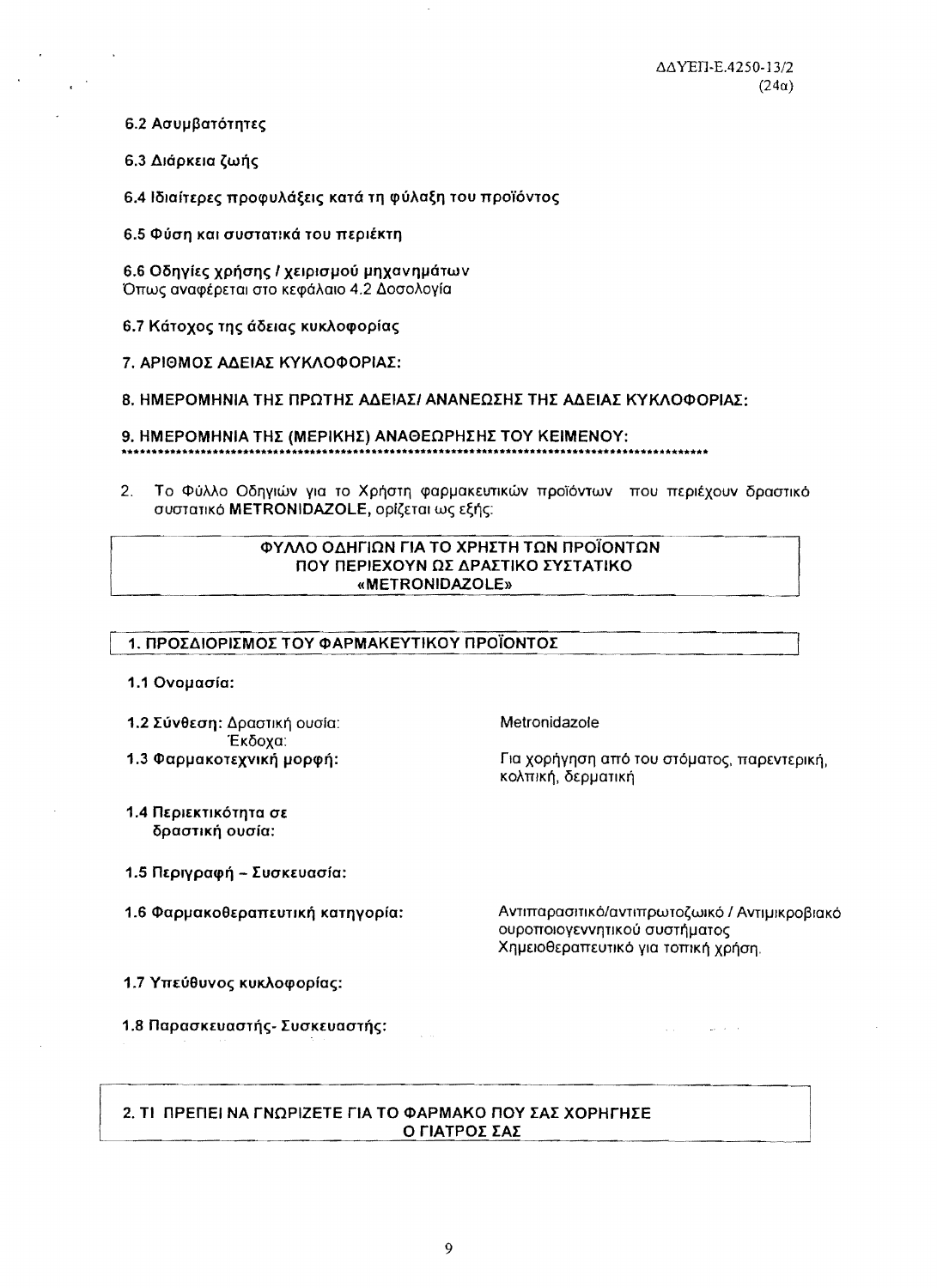**6.2 Ασυμβατότητες**

**6.3 Διάρκεια ζωής**

**6.4 Ιδιαίτερες προφυλάξεις κατά τη φύλαξη του προϊόντος**

**6.5 Φύση και συστατικά του περιέκτη**

**6.6 Οδηγίες χρήσης / χειρισμού μηχανημάτων**
Όπως αναφέρεται στο κεφάλαιο 4.2 Δοσολογία

**6.7 Κάτοχος της άδειας κυκλοφορίας**

**7. ΑΡΙΘΜΟΣ ΑΔΕΙΑΣ ΚΥΚΛΟΦΟΡΙΑΣ:**

**8. ΗΜΕΡΟΜΗΝΙΑ ΤΗΣ ΠΡΩΤΗΣ ΑΔΕΙΑΣ/ ΑΝΑΝΕΩΣΗΣ ΤΗΣ ΑΔΕΙΑΣ ΚΥΚΛΟΦΟΡΙΑΣ:**

**9. ΗΜΕΡΟΜΗΝΙΑ ΤΗΣ (ΜΕΡΙΚΗΣ) ΑΝΑΘΕΩΡΗΣΗΣ ΤΟΥ ΚΕΙΜΕΝΟΥ:**

*********************************************************************************************

2. Το Φύλλο Οδηγιών για το Χρήστη φαρμακευτικών προϊόντων που περιέχουν δραστικό συστατικό **METRONIDAZOLE**, ορίζεται ως εξής:

## ΦΥΛΛΟ ΟΔΗΓΙΩΝ ΓΙΑ ΤΟ ΧΡΗΣΤΗ ΤΩΝ ΠΡΟΪΟΝΤΩΝ ΠΟΥ ΠΕΡΙΕΧΟΥΝ ΩΣ ΔΡΑΣΤΙΚΟ ΣΥΣΤΑΤΙΚΟ «METRONIDAZOLE»

## 1. ΠΡΟΣΔΙΟΡΙΣΜΟΣ ΤΟΥ ΦΑΡΜΑΚΕΥΤΙΚΟΥ ΠΡΟΪΟΝΤΟΣ

**1.1 Ονομασία:**

**1.2 Σύνθεση:** Δραστική ουσία: Metronidazole
Έκδοχα:

**1.3 Φαρμακοτεχνική μορφή:** Για χορήγηση από του στόματος, παρεντερική, κολπική, δερματική

**1.4 Περιεκτικότητα σε δραστική ουσία:**

**1.5 Περιγραφή – Συσκευασία:**

**1.6 Φαρμακοθεραπευτική κατηγορία:** Αντιπαρασιτικό/αντιπρωτοζωικό / Αντιμικροβιακό ουροποιογεννητικού συστήματος
Χημειοθεραπευτικό για τοπική χρήση.

**1.7 Υπεύθυνος κυκλοφορίας:**

**1.8 Παρασκευαστής- Συσκευαστής:**

## 2. ΤΙ ΠΡΕΠΕΙ ΝΑ ΓΝΩΡΙΖΕΤΕ ΓΙΑ ΤΟ ΦΑΡΜΑΚΟ ΠΟΥ ΣΑΣ ΧΟΡΗΓΗΣΕ Ο ΓΙΑΤΡΟΣ ΣΑΣ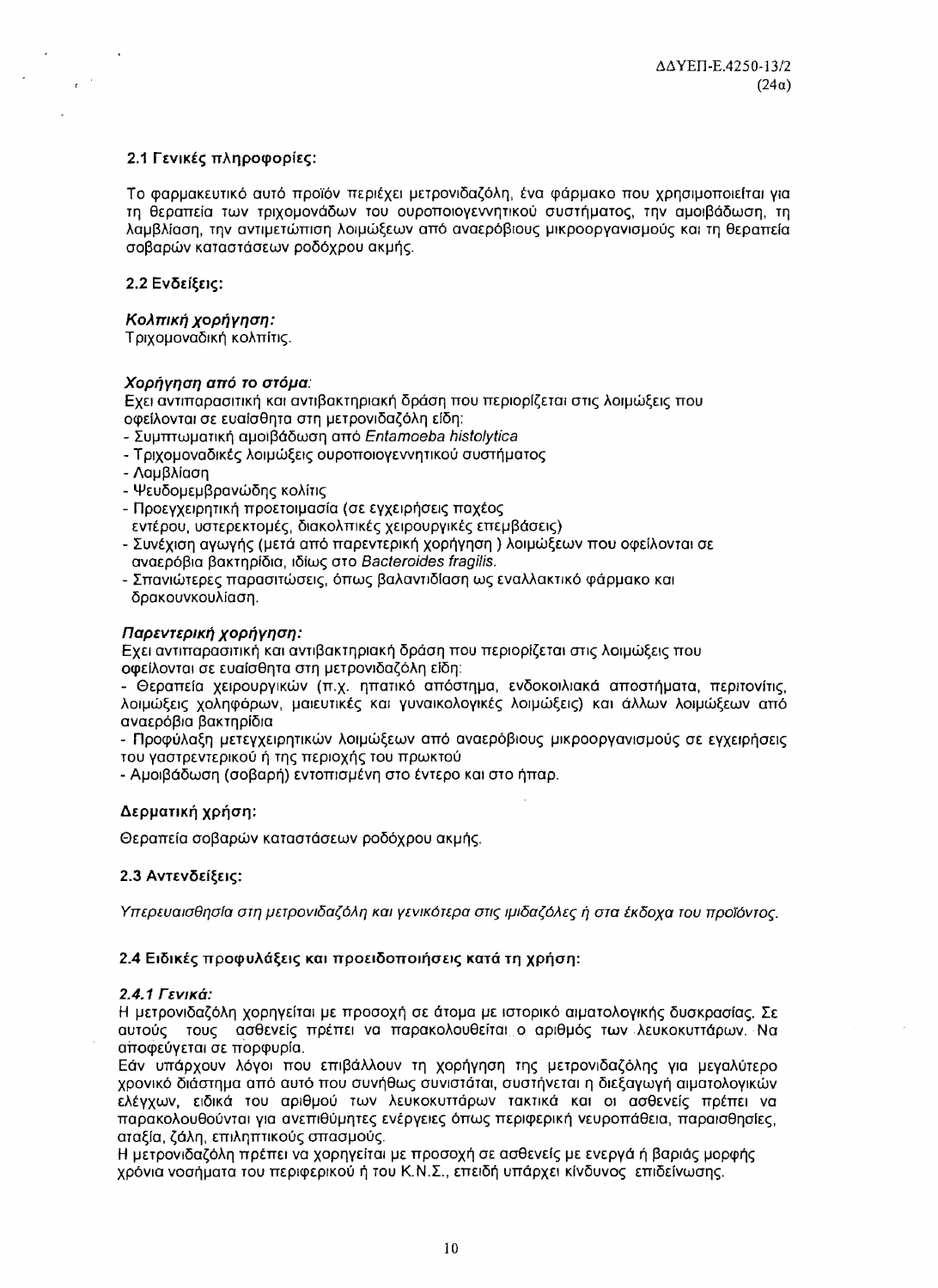### 2.1 Γενικές πληροφορίες:

Το φαρμακευτικό αυτό προϊόν περιέχει μετρονιδαζόλη, ένα φάρμακο που χρησιμοποιείται για τη θεραπεία των τριχομονάδων του ουροποιογεννητικού συστήματος, την αμοιβάδωση, τη λαμβλίαση, την αντιμετώπιση λοιμώξεων από αναερόβιους μικροοργανισμούς και τη θεραπεία σοβαρών καταστάσεων ροδόχρου ακμής.

### 2.2 Ενδείξεις:

***Κολπική χορήγηση:***
Τριχομοναδική κολπίτις.

***Χορήγηση από το στόμα:***
Εχει αντιπαρασιτική και αντιβακτηριακή δράση που περιορίζεται στις λοιμώξεις που οφείλονται σε ευαίσθητα στη μετρονιδαζόλη είδη:

- Συμπτωματική αμοιβάδωση από *Entamoeba histolytica*
- Τριχομοναδικές λοιμώξεις ουροποιογεννητικού συστήματος
- Λαμβλίαση
- Ψευδομεμβρανώδης κολίτις
- Προεγχειρητική προετοιμασία (σε εγχειρήσεις παχέος εντέρου, υστερεκτομές, διακολπικές χειρουργικές επεμβάσεις)
- Συνέχιση αγωγής (μετά από παρεντερική χορήγηση ) λοιμώξεων που οφείλονται σε αναερόβια βακτηρίδια, ιδίως στο *Bacteroides fragilis.*
- Σπανιώτερες παρασιτώσεις, όπως βαλαντιδίαση ως εναλλακτικό φάρμακο και δρακουνκουλίαση.

***Παρεντερική χορήγηση:***
Εχει αντιπαρασιτική και αντιβακτηριακή δράση που περιορίζεται στις λοιμώξεις που οφείλονται σε ευαίσθητα στη μετρονιδαζόλη είδη:

- Θεραπεία χειρουργικών (π.χ. ηπατικό απόστημα, ενδοκοιλιακά αποστήματα, περιτονίτις, λοιμώξεις χοληφόρων, μαιευτικές και γυναικολογικές λοιμώξεις) και άλλων λοιμώξεων από αναερόβια βακτηρίδια
- Προφύλαξη μετεγχειρητικών λοιμώξεων από αναερόβιους μικροοργανισμούς σε εγχειρήσεις του γαστρεντερικού ή της περιοχής του πρωκτού
- Αμοιβάδωση (σοβαρή) εντοπισμένη στο έντερο και στο ήπαρ.

**Δερματική χρήση:**

Θεραπεία σοβαρών καταστάσεων ροδόχρου ακμής.

### 2.3 Αντενδείξεις:

*Υπερευαισθησία στη μετρονιδαζόλη και γενικότερα στις ιμιδαζόλες ή στα έκδοχα του προϊόντος.*

### 2.4 Ειδικές προφυλάξεις και προειδοποιήσεις κατά τη χρήση:

***2.4.1 Γενικά:***
Η μετρονιδαζόλη χορηγείται με προσοχή σε άτομα με ιστορικό αιματολογικής δυσκρασίας. Σε αυτούς τους ασθενείς πρέπει να παρακολουθείται ο αριθμός των λευκοκυττάρων. Να αποφεύγεται σε πορφυρία.
Εάν υπάρχουν λόγοι που επιβάλλουν τη χορήγηση της μετρονιδαζόλης για μεγαλύτερο χρονικό διάστημα από αυτό που συνήθως συνιστάται, συστήνεται η διεξαγωγή αιματολογικών ελέγχων, ειδικά του αριθμού των λευκοκυττάρων τακτικά και οι ασθενείς πρέπει να παρακολουθούνται για ανεπιθύμητες ενέργειες όπως περιφερική νευροπάθεια, παραισθησίες, αταξία, ζάλη, επιληπτικούς σπασμούς.
Η μετρονιδαζόλη πρέπει να χορηγείται με προσοχή σε ασθενείς με ενεργά ή βαριάς μορφής χρόνια νοσήματα του περιφερικού ή του Κ.Ν.Σ., επειδή υπάρχει κίνδυνος επιδείνωσης.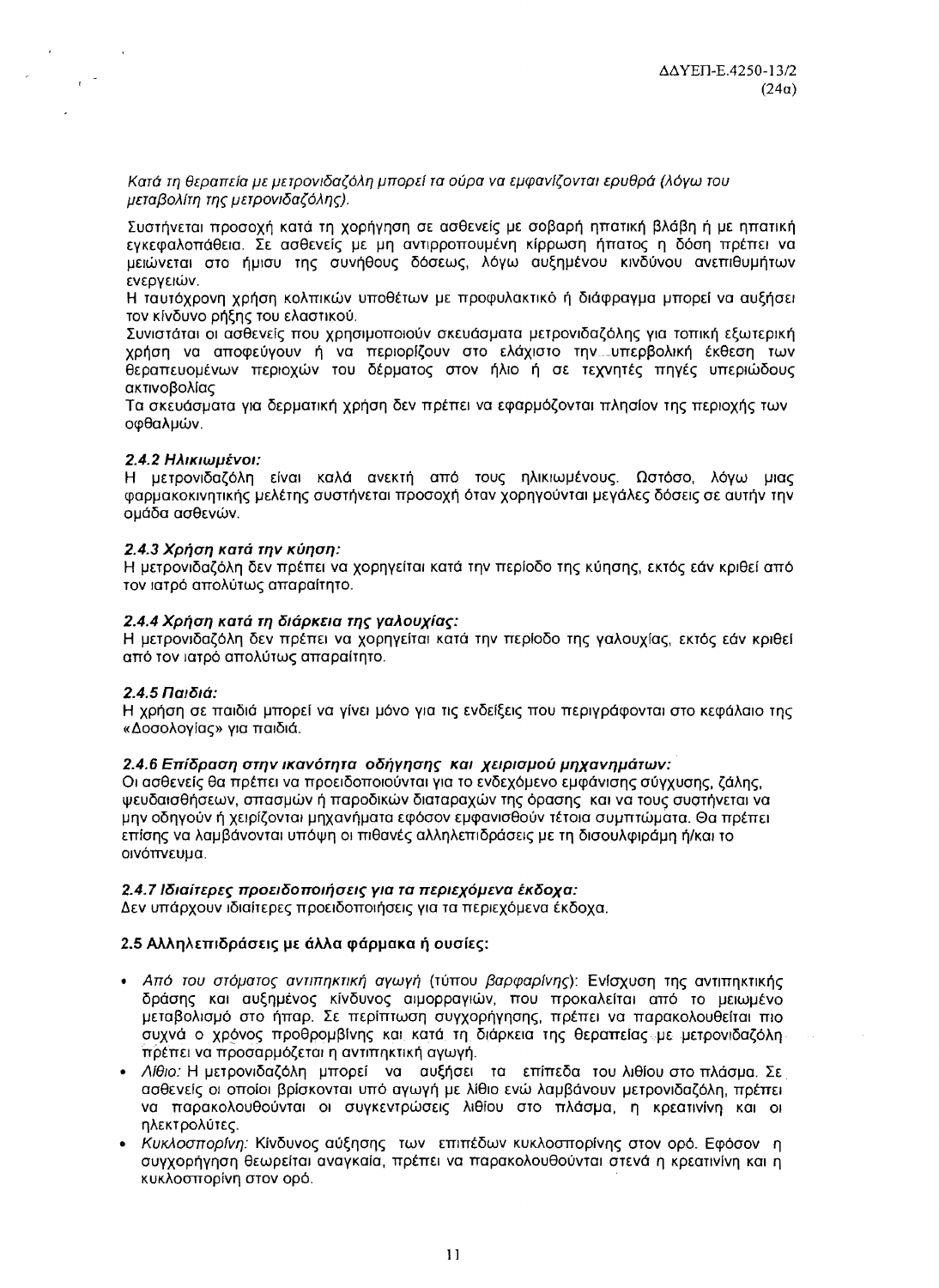*Κατά τη θεραπεία με μετρονιδαζόλη μπορεί τα ούρα να εμφανίζονται ερυθρά (λόγω του μεταβολίτη της μετρονιδαζόλης).*

Συστήνεται προσοχή κατά τη χορήγηση σε ασθενείς με σοβαρή ηπατική βλάβη ή με ηπατική εγκεφαλοπάθεια. Σε ασθενείς με μη αντιρροπούμενη κίρρωση ήπατος η δόση πρέπει να μειώνεται στο ήμισυ της συνήθους δόσεως, λόγω αυξημένου κινδύνου ανεπιθυμήτων ενεργειών.

Η ταυτόχρονη χρήση κολπικών υποθέτων με προφυλακτικό ή διάφραγμα μπορεί να αυξήσει τον κίνδυνο ρήξης του ελαστικού.

Συνιστάται οι ασθενείς που χρησιμοποιούν σκευάσματα μετρονιδαζόλης για τοπική εξωτερική χρήση να αποφεύγουν ή να περιορίζουν στο ελάχιστο την υπερβολική έκθεση των θεραπευομένων περιοχών του δέρματος στον ήλιο ή σε τεχνητές πηγές υπεριώδους ακτινοβολίας

Τα σκευάσματα για δερματική χρήση δεν πρέπει να εφαρμόζονται πλησίον της περιοχής των οφθαλμών.

#### *2.4.2 Ηλικιωμένοι:*

Η μετρονιδαζόλη είναι καλά ανεκτή από τους ηλικιωμένους. Ωστόσο, λόγω μιας φαρμακοκινητικής μελέτης συστήνεται προσοχή όταν χορηγούνται μεγάλες δόσεις σε αυτήν την ομάδα ασθενών.

#### *2.4.3 Χρήση κατά την κύηση:*

Η μετρονιδαζόλη δεν πρέπει να χορηγείται κατά την περίοδο της κύησης, εκτός εάν κριθεί από τον ιατρό απολύτως απαραίτητο.

#### *2.4.4 Χρήση κατά τη διάρκεια της γαλουχίας:*

Η μετρονιδαζόλη δεν πρέπει να χορηγείται κατά την περίοδο της γαλουχίας, εκτός εάν κριθεί από τον ιατρό απολύτως απαραίτητο.

#### *2.4.5 Παιδιά:*

Η χρήση σε παιδιά μπορεί να γίνει μόνο για τις ενδείξεις που περιγράφονται στο κεφάλαιο της «Δοσολογίας» για παιδιά.

#### *2.4.6 Επίδραση στην ικανότητα οδήγησης και χειρισμού μηχανημάτων:*

Οι ασθενείς θα πρέπει να προειδοποιούνται για το ενδεχόμενο εμφάνισης σύγχυσης, ζάλης, ψευδαισθήσεων, σπασμών ή παροδικών διαταραχών της όρασης και να τους συστήνεται να μην οδηγούν ή χειρίζονται μηχανήματα εφόσον εμφανισθούν τέτοια συμπτώματα. Θα πρέπει επίσης να λαμβάνονται υπόψη οι πιθανές αλληλεπιδράσεις με τη δισουλφιράμη ή/και το οινόπνευμα.

#### *2.4.7 Ιδιαίτερες προειδοποιήσεις για τα περιεχόμενα έκδοχα:*

Δεν υπάρχουν ιδιαίτερες προειδοποιήσεις για τα περιεχόμενα έκδοχα.

### 2.5 Αλληλεπιδράσεις με άλλα φάρμακα ή ουσίες:

- *Από του στόματος αντιπηκτική αγωγή* (τύπου *βαρφαρίνης*): Ενίσχυση της αντιπηκτικής δράσης και αυξημένος κίνδυνος αιμορραγιών, που προκαλείται από το μειωμένο μεταβολισμό στο ήπαρ. Σε περίπτωση συγχορήγησης, πρέπει να παρακολουθείται πιο συχνά ο χρόνος προθρομβίνης και κατά τη διάρκεια της θεραπείας με μετρονιδαζόλη πρέπει να προσαρμόζεται η αντιπηκτική αγωγή.
- *Λίθιο:* Η μετρονιδαζόλη μπορεί να αυξήσει τα επίπεδα του λιθίου στο πλάσμα. Σε ασθενείς οι οποίοι βρίσκονται υπό αγωγή με λίθιο ενώ λαμβάνουν μετρονιδαζόλη, πρέπει να παρακολουθούνται οι συγκεντρώσεις λιθίου στο πλάσμα, η κρεατινίνη και οι ηλεκτρολύτες.
- *Κυκλοσπορίνη:* Κίνδυνος αύξησης των επιπέδων κυκλοσπορίνης στον ορό. Εφόσον η συγχορήγηση θεωρείται αναγκαία, πρέπει να παρακολουθούνται στενά η κρεατινίνη και η κυκλοσπορίνη στον ορό.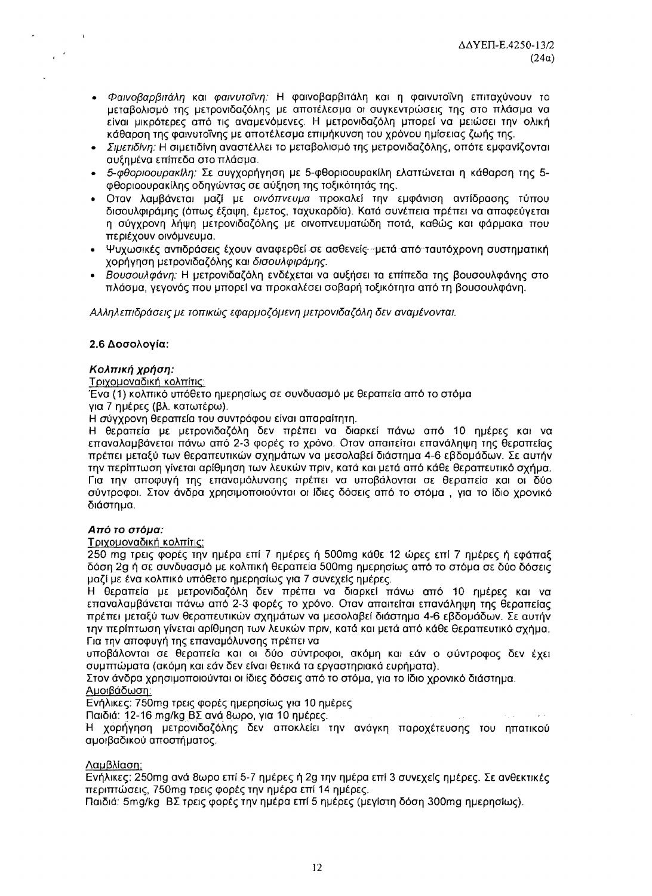- *Φαινοβαρβιτάλη* και *φαινυτοΐνη*: Η φαινοβαρβιτάλη και η φαινυτοΐνη επιταχύνουν το μεταβολισμό της μετρονιδαζόλης με αποτέλεσμα οι συγκεντρώσεις της στο πλάσμα να είναι μικρότερες από τις αναμενόμενες. Η μετρονιδαζόλη μπορεί να μειώσει την ολική κάθαρση της φαινυτοΐνης με αποτέλεσμα επιμήκυνση του χρόνου ημίσειας ζωής της.
- *Σιμετιδίνη*: Η σιμετιδίνη αναστέλλει το μεταβολισμό της μετρονιδαζόλης, οπότε εμφανίζονται αυξημένα επίπεδα στο πλάσμα.
- *5-φθοριοουρακίλη*: Σε συγχορήγηση με 5-φθοριοουρακίλη ελαττώνεται η κάθαρση της 5-φθοριοουρακίλης οδηγώντας σε αύξηση της τοξικότητάς της.
- Όταν λαμβάνεται μαζί με *οινόπνευμα* προκαλεί την εμφάνιση αντίδρασης τύπου δισουλφιράμης (όπως έξαψη, έμετος, ταχυκαρδία). Κατά συνέπεια πρέπει να αποφεύγεται η σύγχρονη λήψη μετρονιδαζόλης με οινοπνευματώδη ποτά, καθώς και φάρμακα που περιέχουν οινόπνευμα.
- Ψυχωσικές αντιδράσεις έχουν αναφερθεί σε ασθενείς μετά από ταυτόχρονη συστηματική χορήγηση μετρονιδαζόλης και *δισουλφιράμης*.
- *Βουσουλφάνη*: Η μετρονιδαζόλη ενδέχεται να αυξήσει τα επίπεδα της βουσουλφάνης στο πλάσμα, γεγονός που μπορεί να προκαλέσει σοβαρή τοξικότητα από τη βουσουλφάνη.

*Αλληλεπιδράσεις με τοπικώς εφαρμοζόμενη μετρονιδαζόλη δεν αναμένονται.*

### 2.6 Δοσολογία:

***Κολπική χρήση:***

Τριχομοναδική κολπίτις:

Ένα (1) κολπικό υπόθετο ημερησίως σε συνδυασμό με θεραπεία από το στόμα για 7 ημέρες (βλ. κατωτέρω).

Η σύγχρονη θεραπεία του συντρόφου είναι απαραίτητη.

Η θεραπεία με μετρονιδαζόλη δεν πρέπει να διαρκεί πάνω από 10 ημέρες και να επαναλαμβάνεται πάνω από 2-3 φορές το χρόνο. Όταν απαιτείται επανάληψη της θεραπείας πρέπει μεταξύ των θεραπευτικών σχημάτων να μεσολαβεί διάστημα 4-6 εβδομάδων. Σε αυτήν την περίπτωση γίνεται αρίθμηση των λευκών πριν, κατά και μετά από κάθε θεραπευτικό σχήμα. Για την αποφυγή της επαναμόλυνσης πρέπει να υποβάλονται σε θεραπεία και οι δύο σύντροφοι. Στον άνδρα χρησιμοποιούνται οι ίδιες δόσεις από το στόμα , για το ίδιο χρονικό διάστημα.

***Από το στόμα:***

Τριχομοναδική κολπίτις:

250 mg τρεις φορές την ημέρα επί 7 ημέρες ή 500mg κάθε 12 ώρες επί 7 ημέρες ή εφάπαξ δόση 2g ή σε συνδυασμό με κολπική θεραπεία 500mg ημερησίως από το στόμα σε δύο δόσεις μαζί με ένα κολπικό υπόθετο ημερησίως για 7 συνεχείς ημέρες.

Η θεραπεία με μετρονιδαζόλη δεν πρέπει να διαρκεί πάνω από 10 ημέρες και να επαναλαμβάνεται πάνω από 2-3 φορές το χρόνο. Όταν απαιτείται επανάληψη της θεραπείας πρέπει μεταξύ των θεραπευτικών σχημάτων να μεσολαβεί διάστημα 4-6 εβδομάδων. Σε αυτήν την περίπτωση γίνεται αρίθμηση των λευκών πριν, κατά και μετά από κάθε θεραπευτικό σχήμα. Για την αποφυγή της επαναμόλυνσης πρέπει να υποβάλονται σε θεραπεία και οι δύο σύντροφοι, ακόμη και εάν ο σύντροφος δεν έχει συμπτώματα (ακόμη και εάν δεν είναι θετικά τα εργαστηριακά ευρήματα).

Στον άνδρα χρησιμοποιούνται οι ίδιες δόσεις από το στόμα, για το ίδιο χρονικό διάστημα.

Αμοιβάδωση:

Ενήλικες: 750mg τρεις φορές ημερησίως για 10 ημέρες

Παιδιά: 12-16 mg/kg ΒΣ ανά 8ωρο, για 10 ημέρες.

Η χορήγηση μετρονιδαζόλης δεν αποκλείει την ανάγκη παροχέτευσης του ηπατικού αμοιβαδικού αποστήματος.

Λαμβλίαση:

Ενήλικες: 250mg ανά 8ωρο επί 5-7 ημέρες ή 2g την ημέρα επί 3 συνεχείς ημέρες. Σε ανθεκτικές περιπτώσεις, 750mg τρεις φορές την ημέρα επί 14 ημέρες.

Παιδιά: 5mg/kg ΒΣ τρεις φορές την ημέρα επί 5 ημέρες (μεγίστη δόση 300mg ημερησίως).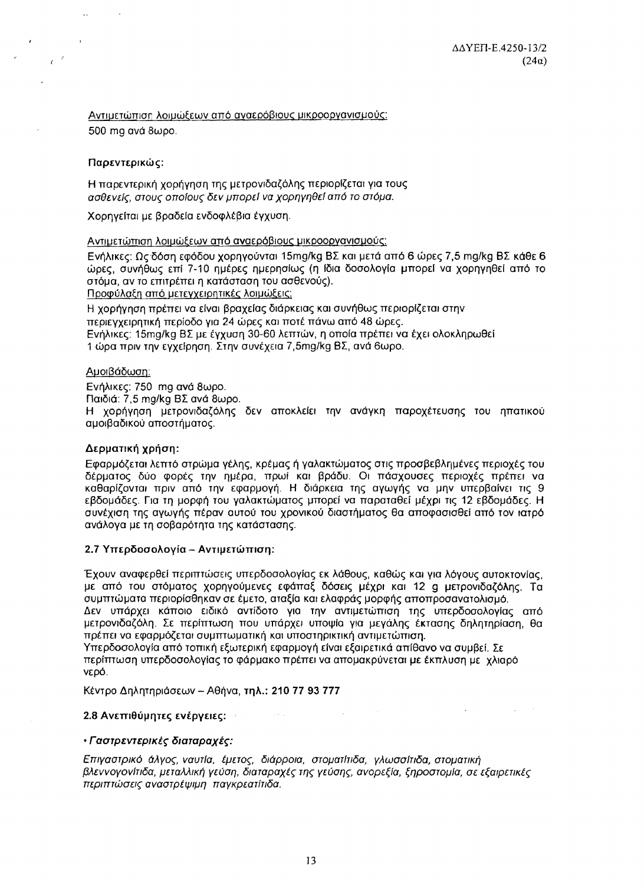<u>Αντιμετώπιση λοιμώξεων από αναερόβιους μικροοργανισμούς:</u>
500 mg ανά 8ωρο.

**Παρεντερικώς:**

Η παρεντερική χορήγηση της μετρονιδαζόλης περιορίζεται για τους *ασθενείς, στους οποίους δεν μπορεί να χορηγηθεί από το στόμα.*

Χορηγείται με βραδεία ενδοφλέβια έγχυση.

<u>Αντιμετώπιση λοιμώξεων από αναερόβιους μικροοργανισμούς:</u>
Ενήλικες: Ως δόση εφόδου χορηγούνται 15mg/kg ΒΣ και μετά από 6 ώρες 7,5 mg/kg ΒΣ κάθε 6 ώρες, συνήθως επί 7-10 ημέρες ημερησίως (η ίδια δοσολογία μπορεί να χορηγηθεί από το στόμα, αν το επιτρέπει η κατάσταση του ασθενούς).
<u>Προφύλαξη από μετεγχειρητικές λοιμώξεις:</u>
Η χορήγηση πρέπει να είναι βραχείας διάρκειας και συνήθως περιορίζεται στην περιεγχειρητική περίοδο για 24 ώρες και ποτέ πάνω από 48 ώρες.
Ενήλικες: 15mg/kg ΒΣ με έγχυση 30-60 λεπτών, η οποία πρέπει να έχει ολοκληρωθεί 1 ώρα πριν την εγχείρηση. Στην συνέχεια 7,5mg/kg ΒΣ, ανά 6ωρο.

<u>Αμοιβάδωση:</u>
Ενήλικες: 750 mg ανά 8ωρο.
Παιδιά: 7,5 mg/kg ΒΣ ανά 8ωρο.
Η χορήγηση μετρονιδαζόλης δεν αποκλείει την ανάγκη παροχέτευσης του ηπατικού αμοιβαδικού αποστήματος.

**Δερματική χρήση:**

Εφαρμόζεται λεπτό στρώμα γέλης, κρέμας ή γαλακτώματος στις προσβεβλημένες περιοχές του δέρματος δύο φορές την ημέρα, πρωί και βράδυ. Οι πάσχουσες περιοχές πρέπει να καθαρίζονται πριν από την εφαρμογή. Η διάρκεια της αγωγής να μην υπερβαίνει τις 9 εβδομάδες. Για τη μορφή του γαλακτώματος μπορεί να παραταθεί μέχρι τις 12 εβδομάδες. Η συνέχιση της αγωγής πέραν αυτού του χρονικού διαστήματος θα αποφασισθεί από τον ιατρό ανάλογα με τη σοβαρότητα της κατάστασης.

### 2.7 Υπερδοσολογία – Αντιμετώπιση:

Έχουν αναφερθεί περιπτώσεις υπερδοσολογίας εκ λάθους, καθώς και για λόγους αυτοκτονίας, με από του στόματος χορηγούμενες εφάπαξ δόσεις μέχρι και 12 g μετρονιδαζόλης. Τα συμπτώματα περιορίσθηκαν σε έμετο, αταξία και ελαφράς μορφής αποπροσανατολισμό.
Δεν υπάρχει κάποιο ειδικό αντίδοτο για την αντιμετώπιση της υπερδοσολογίας από μετρονιδαζόλη. Σε περίπτωση που υπάρχει υποψία για μεγάλης έκτασης δηλητηρίαση, θα πρέπει να εφαρμόζεται συμπτωματική και υποστηρικτική αντιμετώπιση.
Υπερδοσολογία από τοπική εξωτερική εφαρμογή είναι εξαιρετικά απίθανο να συμβεί. Σε περίπτωση υπερδοσολογίας το φάρμακο πρέπει να απομακρύνεται με έκπλυση με χλιαρό νερό.

Κέντρο Δηλητηριάσεων – Αθήνα, **τηλ.: 210 77 93 777**

### 2.8 Ανεπιθύμητες ενέργειες:

- ***Γαστρεντερικές διαταραχές:***

*Επιγαστρικό άλγος, ναυτία, έμετος, διάρροια, στοματίτιδα, γλωσσίτιδα, στοματική βλεννογονίτιδα, μεταλλική γεύση, διαταραχές της γεύσης, ανορεξία, ξηροστομία, σε εξαιρετικές περιπτώσεις αναστρέψιμη παγκρεατίτιδα.*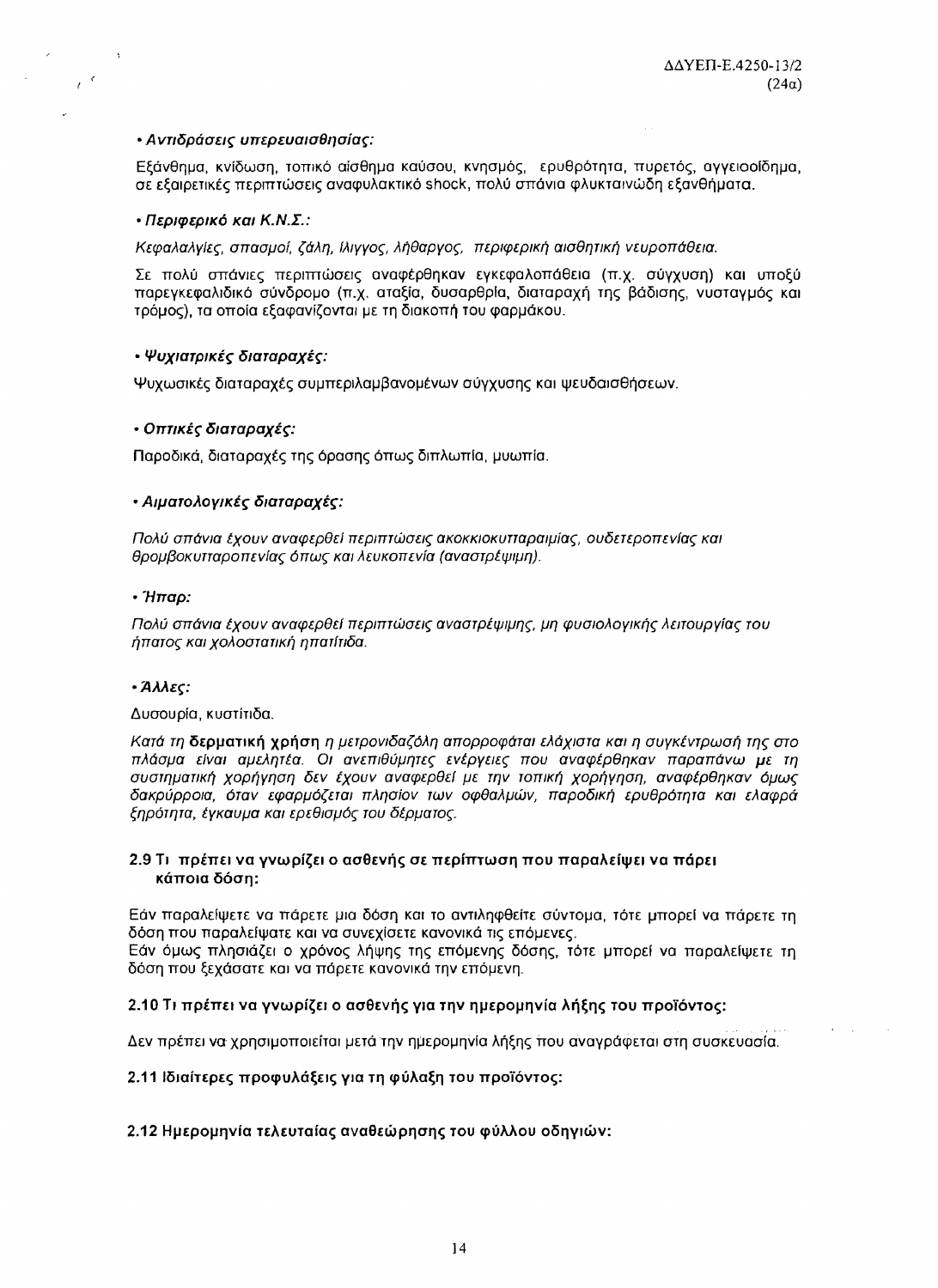• ***Αντιδράσεις υπερευαισθησίας:***

Εξάνθημα, κνίδωση, τοπικό αίσθημα καύσου, κνησμός, ερυθρότητα, πυρετός, αγγειοοίδημα, σε εξαιρετικές περιπτώσεις αναφυλακτικό shock, πολύ σπάνια φλυκταινώδη εξανθήματα.

• ***Περιφερικό και Κ.Ν.Σ.:***

*Κεφαλαλγίες, σπασμοί, ζάλη, ίλιγγος, λήθαργος, περιφερική αισθητική νευροπάθεια.*

Σε πολύ σπάνιες περιπτώσεις αναφέρθηκαν εγκεφαλοπάθεια (π.χ. σύγχυση) και υποξύ παρεγκεφαλιδικό σύνδρομο (π.χ. αταξία, δυσαρθρία, διαταραχή της βάδισης, νυσταγμός και τρόμος), τα οποία εξαφανίζονται με τη διακοπή του φαρμάκου.

• ***Ψυχιατρικές διαταραχές:***

Ψυχωσικές διαταραχές συμπεριλαμβανομένων σύγχυσης και ψευδαισθήσεων.

• ***Οπτικές διαταραχές:***

Παροδικά, διαταραχές της όρασης όπως διπλωπία, μυωπία.

• ***Αιματολογικές διαταραχές:***

*Πολύ σπάνια έχουν αναφερθεί περιπτώσεις ακοκκιοκυτταραιμίας, ουδετεροπενίας και θρομβοκυτταροπενίας όπως και λευκοπενία (αναστρέψιμη).*

• ***Ήπαρ:***

*Πολύ σπάνια έχουν αναφερθεί περιπτώσεις αναστρέψιμης, μη φυσιολογικής λειτουργίας του ήπατος και χολοστατική ηπατίτιδα.*

• ***Άλλες:***

Δυσουρία, κυστίτιδα.

*Κατά τη* ***δερματική χρήση*** *η μετρονιδαζόλη απορροφάται ελάχιστα και η συγκέντρωσή της στο πλάσμα είναι αμελητέα. Οι ανεπιθύμητες ενέργειες που αναφέρθηκαν παραπάνω* ***με*** *τη συστηματική χορήγηση δεν έχουν αναφερθεί με την τοπική χορήγηση, αναφέρθηκαν όμως δακρύρροια, όταν εφαρμόζεται πλησίον των οφθαλμών, παροδική ερυθρότητα και ελαφρά ξηρότητα, έγκαυμα και ερεθισμός του δέρματος.*

### 2.9 Τι πρέπει να γνωρίζει ο ασθενής σε περίπτωση που παραλείψει να πάρει κάποια δόση:

Εάν παραλείψετε να πάρετε μια δόση και το αντιληφθείτε σύντομα, τότε μπορεί να πάρετε τη δόση που παραλείψατε και να συνεχίσετε κανονικά τις επόμενες.
Εάν όμως πλησιάζει ο χρόνος λήψης της επόμενης δόσης, τότε μπορεί να παραλείψετε τη δόση που ξεχάσατε και να πάρετε κανονικά την επόμενη.

### 2.10 Τι πρέπει να γνωρίζει ο ασθενής για την ημερομηνία λήξης του προϊόντος:

Δεν πρέπει να χρησιμοποιείται μετά την ημερομηνία λήξης που αναγράφεται στη συσκευασία.

### 2.11 Ιδιαίτερες προφυλάξεις για τη φύλαξη του προϊόντος:

### 2.12 Ημερομηνία τελευταίας αναθεώρησης του φύλλου οδηγιών: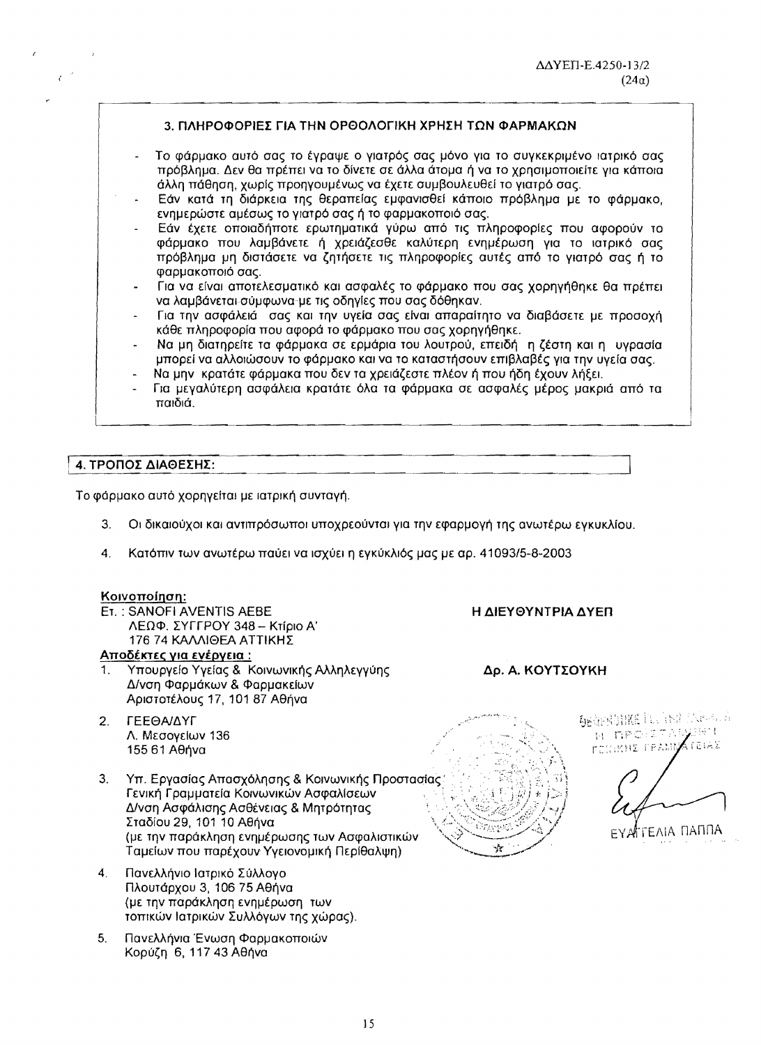ΔΑΥΕΠ-Ε.4250-13/2
(24α)

### 3. ΠΛΗΡΟΦΟΡΙΕΣ ΓΙΑ ΤΗΝ ΟΡΘΟΛΟΓΙΚΗ ΧΡΗΣΗ ΤΩΝ ΦΑΡΜΑΚΩΝ

- Το φάρμακο αυτό σας το έγραψε ο γιατρός σας μόνο για το συγκεκριμένο ιατρικό σας πρόβλημα. Δεν θα πρέπει να το δίνετε σε άλλα άτομα ή να το χρησιμοποιείτε για κάποια άλλη πάθηση, χωρίς προηγουμένως να έχετε συμβουλευθεί το γιατρό σας.
- Εάν κατά τη διάρκεια της θεραπείας εμφανισθεί κάποιο πρόβλημα με το φάρμακο, ενημερώστε αμέσως το γιατρό σας ή το φαρμακοποιό σας.
- Εάν έχετε οποιαδήποτε ερωτηματικά γύρω από τις πληροφορίες που αφορούν το φάρμακο που λαμβάνετε ή χρειάζεσθε καλύτερη ενημέρωση για το ιατρικό σας πρόβλημα μη διστάσετε να ζητήσετε τις πληροφορίες αυτές από το γιατρό σας ή το φαρμακοποιό σας.
- Για να είναι αποτελεσματικό και ασφαλές το φάρμακο που σας χορηγήθηκε θα πρέπει να λαμβάνεται σύμφωνα με τις οδηγίες που σας δόθηκαν.
- Για την ασφάλειά σας και την υγεία σας είναι απαραίτητο να διαβάσετε με προσοχή κάθε πληροφορία που αφορά το φάρμακο που σας χορηγήθηκε.
- Να μη διατηρείτε τα φάρμακα σε ερμάρια του λουτρού, επειδή η ζέστη και η υγρασία μπορεί να αλλοιώσουν το φάρμακο και να το καταστήσουν επιβλαβές για την υγεία σας.
- Να μην κρατάτε φάρμακα που δεν τα χρειάζεστε πλέον ή που ήδη έχουν λήξει.
- Για μεγαλύτερη ασφάλεια κρατάτε όλα τα φάρμακα σε ασφαλές μέρος μακριά από τα παιδιά.

### 4. ΤΡΟΠΟΣ ΔΙΑΘΕΣΗΣ:

Το φάρμακο αυτό χορηγείται με ιατρική συνταγή.

3. Οι δικαιούχοι και αντιπρόσωποι υποχρεούνται για την εφαρμογή της ανωτέρω εγκυκλίου.

4. Κατόπιν των ανωτέρω παύει να ισχύει η εγκύκλιός μας με αρ. 41093/5-8-2003

**Κοινοποίηση:**
Ετ. : SANOFI AVENTIS ΑΕΒΕ
ΛΕΩΦ. ΣΥΓΓΡΟΥ 348 – Κτίριο Α'
176 74 ΚΑΛΛΙΘΕΑ ΑΤΤΙΚΗΣ

**Αποδέκτες για ενέργεια :**

1. Υπουργείο Υγείας & Κοινωνικής Αλληλεγγύης
Δ/νση Φαρμάκων & Φαρμακείων
Αριστοτέλους 17, 101 87 Αθήνα
2. ΓΕΕΘΑ/ΔΥΓ
Λ. Μεσογείων 136
155 61 Αθήνα
3. Υπ. Εργασίας Απασχόλησης & Κοινωνικής Προστασίας
Γενική Γραμματεία Κοινωνικών Ασφαλίσεων
Δ/νση Ασφάλισης Ασθένειας & Μητρότητας
Σταδίου 29, 101 10 Αθήνα
(με την παράκληση ενημέρωσης των Ασφαλιστικών Ταμείων που παρέχουν Υγειονομική Περίθαλψη)
4. Πανελλήνιο Ιατρικό Σύλλογο
Πλουτάρχου 3, 106 75 Αθήνα
(με την παράκληση ενημέρωση των τοπικών Ιατρικών Συλλόγων της χώρας).
5. Πανελλήνια Ένωση Φαρμακοποιών
Κορύζη 6, 117 43 Αθήνα

**Η ΔΙΕΥΘΥΝΤΡΙΑ ΔΥΕΠ**

**Δρ. Α. ΚΟΥΤΣΟΥΚΗ**

ΘΕΩΡΗΘΗΚΕ ... Η ΠΡΟΪΣΤΑΜΕΝΗ ΓΕΝΙΚΗΣ ΓΡΑΜΜΑΤΕΙΑΣ

ΕΥΑΓΓΕΛΙΑ ΠΑΠΠΑ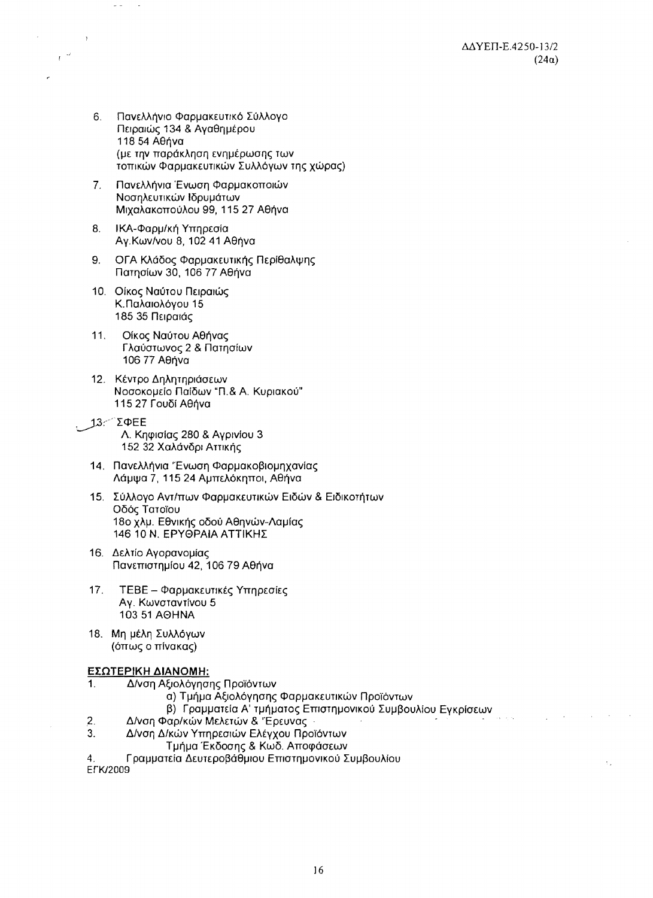ΔΑΥΕΠ-Ε.4250-13/2
(24α)

6. Πανελλήνιο Φαρμακευτικό Σύλλογο
   Πειραιώς 134 & Αγαθημέρου
   118 54 Αθήνα
   (με την παράκληση ενημέρωσης των τοπικών Φαρμακευτικών Συλλόγων της χώρας)

7. Πανελλήνια Ένωση Φαρμακοποιών
   Νοσηλευτικών Ιδρυμάτων
   Μιχαλακοπούλου 99, 115 27 Αθήνα

8. ΙΚΑ-Φαρμ/κή Υπηρεσία
   Αγ.Κων/νου 8, 102 41 Αθήνα

9. ΟΓΑ Κλάδος Φαρμακευτικής Περίθαλψης
   Πατησίων 30, 106 77 Αθήνα

10. Οίκος Ναύτου Πειραιώς
    Κ.Παλαιολόγου 15
    185 35 Πειραιάς

11. Οίκος Ναύτου Αθήνας
    Γλαύστωνος 2 & Πατησίων
    106 77 Αθήνα

12. Κέντρο Δηλητηριάσεων
    Νοσοκομείο Παίδων "Π.& Α. Κυριακού"
    115 27 Γουδί Αθήνα

13. ΣΦΕΕ
    Λ. Κηφισίας 280 & Αγρινίου 3
    152 32 Χαλάνδρι Αττικής

14. Πανελλήνια Ένωση Φαρμακοβιομηχανίας
    Λάμψα 7, 115 24 Αμπελόκηποι, Αθήνα

15. Σύλλογο Αντ/πων Φαρμακευτικών Ειδών & Ειδικοτήτων
    Οδός Τατοΐου
    18ο χλμ. Εθνικής οδού Αθηνών-Λαμίας
    146 10 Ν. ΕΡΥΘΡΑΙΑ ΑΤΤΙΚΗΣ

16. Δελτίο Αγορανομίας
    Πανεπιστημίου 42, 106 79 Αθήνα

17. ΤΕΒΕ – Φαρμακευτικές Υπηρεσίες
    Αγ. Κωνσταντίνου 5
    103 51 ΑΘΗΝΑ

18. Μη μέλη Συλλόγων
    (όπως ο πίνακας)

**ΕΣΩΤΕΡΙΚΗ ΔΙΑΝΟΜΗ:**

1. Δ/νση Αξιολόγησης Προϊόντων
   α) Τμήμα Αξιολόγησης Φαρμακευτικών Προϊόντων
   β) Γραμματεία Α' τμήματος Επιστημονικού Συμβουλίου Εγκρίσεων
2. Δ/νση Φαρ/κών Μελετών & Έρευνας
3. Δ/νση Δ/κών Υπηρεσιών Ελέγχου Προϊόντων
   Τμήμα Έκδοσης & Κωδ. Αποφάσεων
4. Γραμματεία Δευτεροβάθμιου Επιστημονικού Συμβουλίου

ΕΓΚ/2009